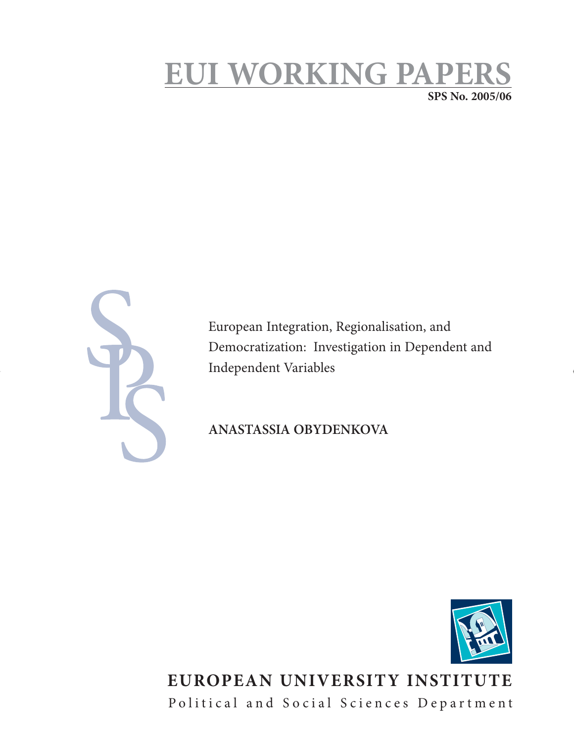# EUI WORKING PAPERS

**SPS No. 2005/06**

European Integration, Regionalisation, and Democratization: Investigation in Dependent and Independent Variables

**ANASTASSIA OBYDENKOVA**

**EUROPEAN UNIVERSITY INSTITUTE**

Political and Social Sciences Department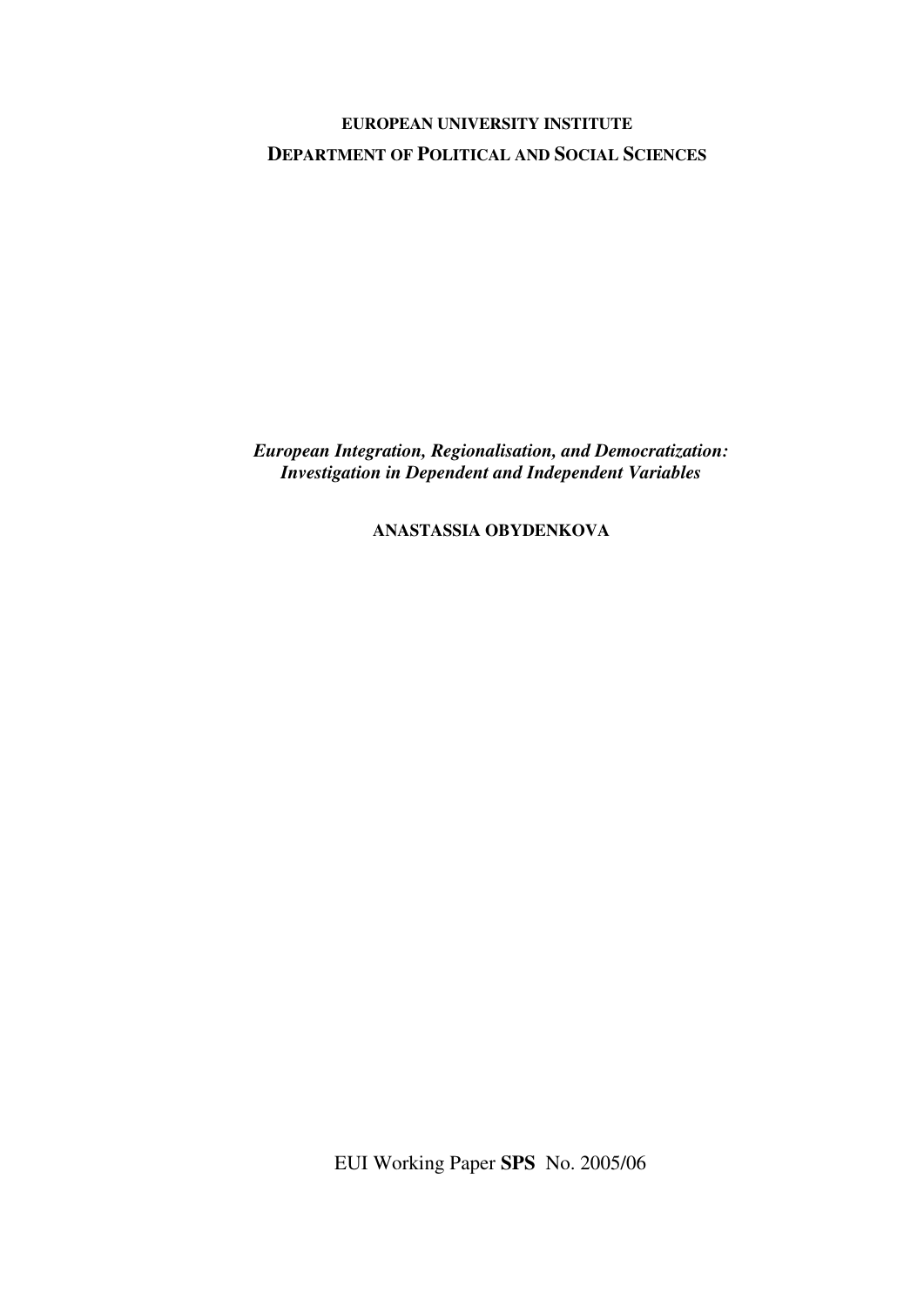**EUROPEAN UNIVERSITY INSTITUTE**

**DEPARTMENT OF POLITICAL AND SOCIAL SCIENCES**

***European Integration, Regionalisation, and Democratization: Investigation in Dependent and Independent Variables***

**ANASTASSIA OBYDENKOVA**

EUI Working Paper **SPS** No. 2005/06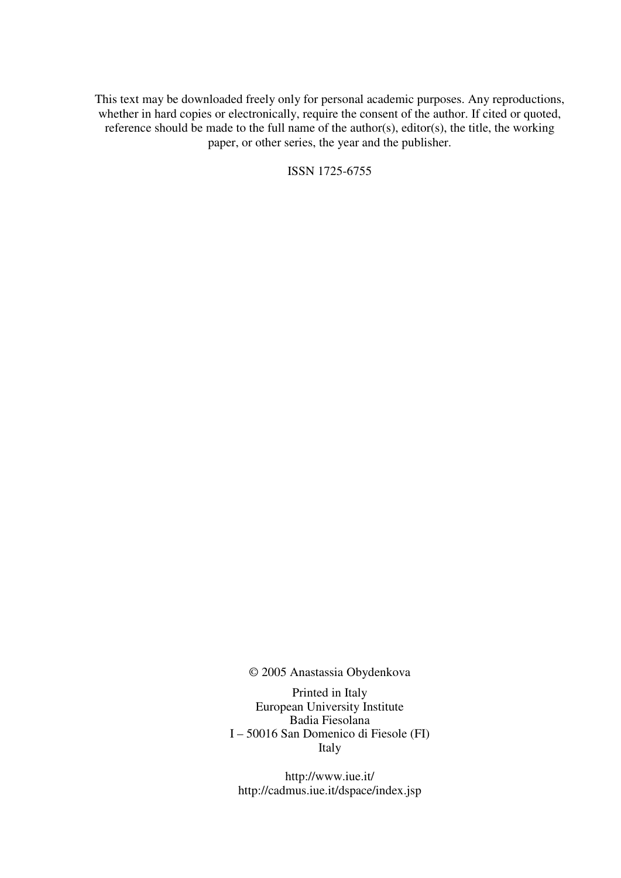This text may be downloaded freely only for personal academic purposes. Any reproductions, whether in hard copies or electronically, require the consent of the author. If cited or quoted, reference should be made to the full name of the author(s), editor(s), the title, the working paper, or other series, the year and the publisher.

ISSN 1725-6755

© 2005 Anastassia Obydenkova

Printed in Italy
European University Institute
Badia Fiesolana
I – 50016 San Domenico di Fiesole (FI)
Italy

http://www.iue.it/
http://cadmus.iue.it/dspace/index.jsp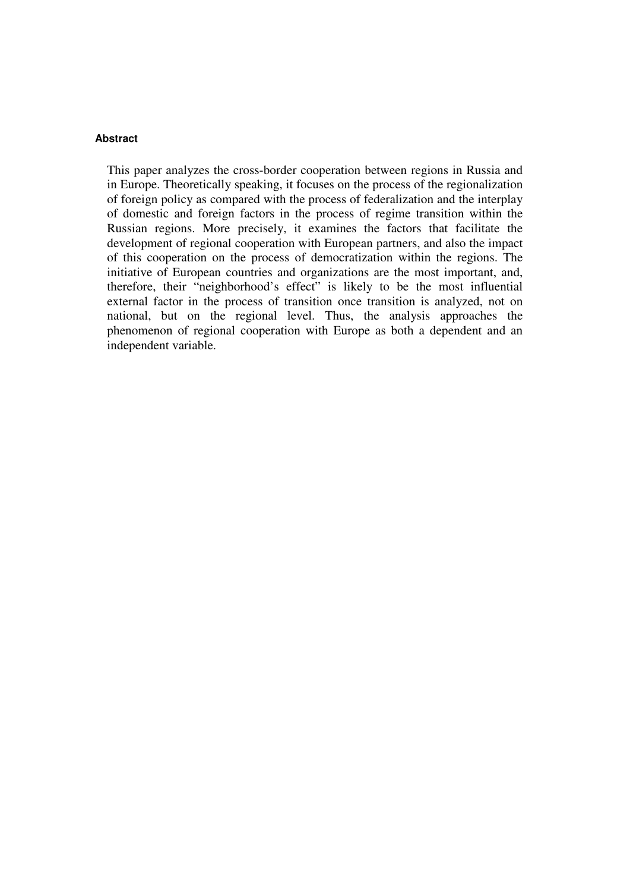#### Abstract

This paper analyzes the cross-border cooperation between regions in Russia and in Europe. Theoretically speaking, it focuses on the process of the regionalization of foreign policy as compared with the process of federalization and the interplay of domestic and foreign factors in the process of regime transition within the Russian regions. More precisely, it examines the factors that facilitate the development of regional cooperation with European partners, and also the impact of this cooperation on the process of democratization within the regions. The initiative of European countries and organizations are the most important, and, therefore, their "neighborhood's effect" is likely to be the most influential external factor in the process of transition once transition is analyzed, not on national, but on the regional level. Thus, the analysis approaches the phenomenon of regional cooperation with Europe as both a dependent and an independent variable.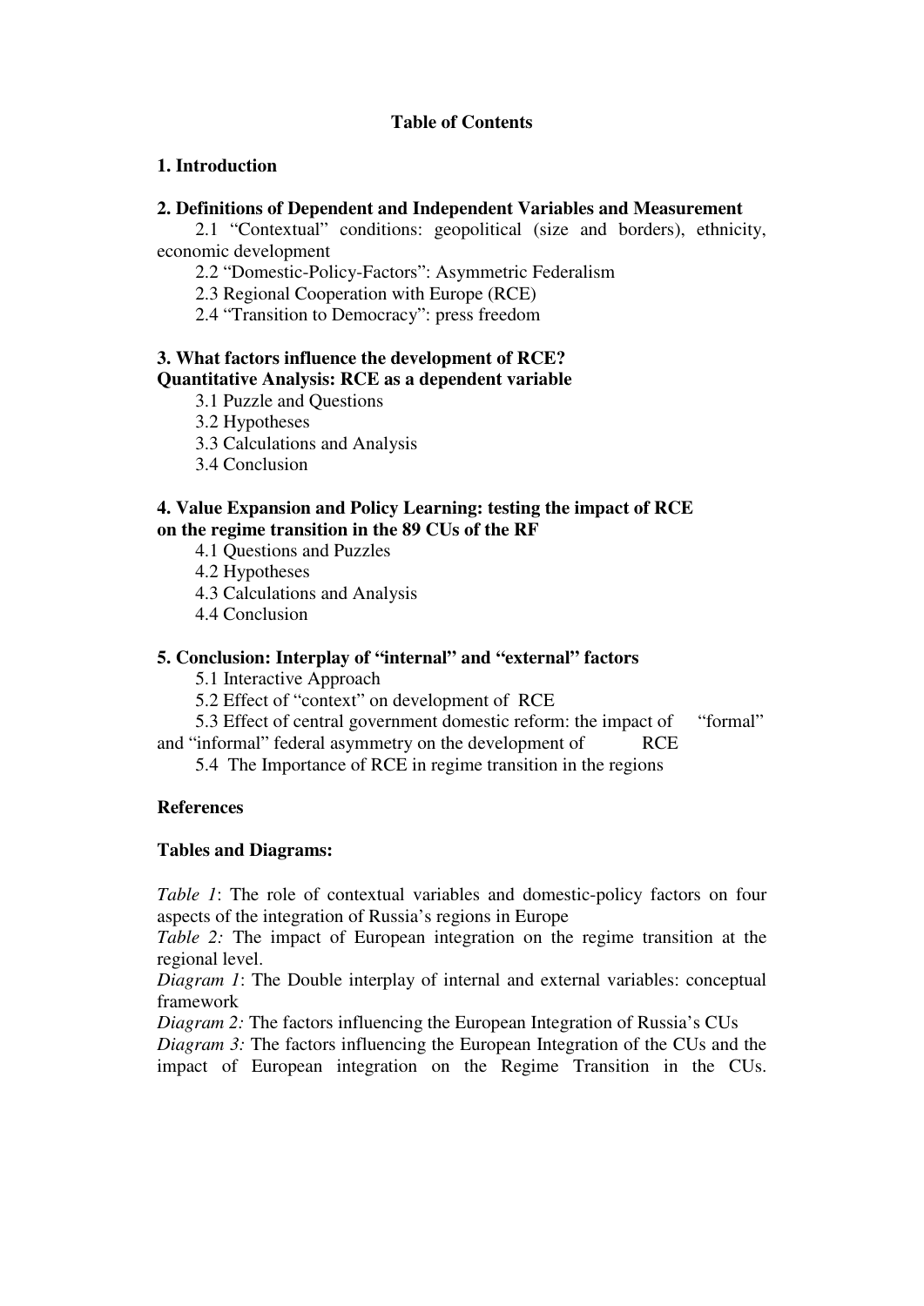**Table of Contents**

**1. Introduction**

**2. Definitions of Dependent and Independent Variables and Measurement**

2.1 "Contextual" conditions: geopolitical (size and borders), ethnicity, economic development

2.2 "Domestic-Policy-Factors": Asymmetric Federalism

2.3 Regional Cooperation with Europe (RCE)

2.4 "Transition to Democracy": press freedom

**3. What factors influence the development of RCE? Quantitative Analysis: RCE as a dependent variable**

3.1 Puzzle and Questions

3.2 Hypotheses

3.3 Calculations and Analysis

3.4 Conclusion

**4. Value Expansion and Policy Learning: testing the impact of RCE on the regime transition in the 89 CUs of the RF**

4.1 Questions and Puzzles

4.2 Hypotheses

4.3 Calculations and Analysis

4.4 Conclusion

**5. Conclusion: Interplay of "internal" and "external" factors**

5.1 Interactive Approach

5.2 Effect of "context" on development of RCE

5.3 Effect of central government domestic reform: the impact of "formal" and "informal" federal asymmetry on the development of RCE

5.4 The Importance of RCE in regime transition in the regions

**References**

**Tables and Diagrams:**

*Table 1*: The role of contextual variables and domestic-policy factors on four aspects of the integration of Russia's regions in Europe

*Table 2:* The impact of European integration on the regime transition at the regional level.

*Diagram 1*: The Double interplay of internal and external variables: conceptual framework

*Diagram 2:* The factors influencing the European Integration of Russia's CUs

*Diagram 3:* The factors influencing the European Integration of the CUs and the impact of European integration on the Regime Transition in the CUs.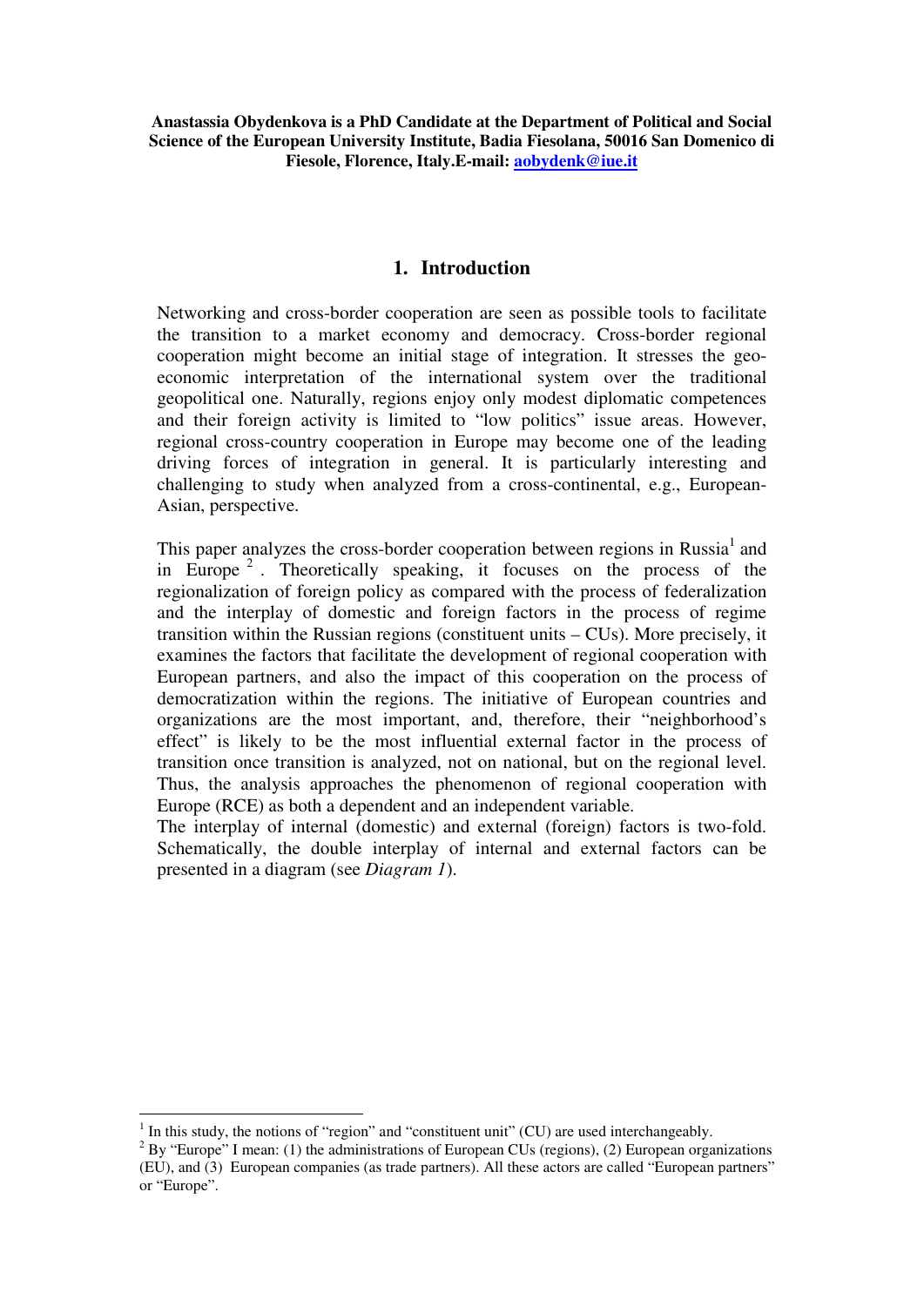**Anastassia Obydenkova is a PhD Candidate at the Department of Political and Social Science of the European University Institute, Badia Fiesolana, 50016 San Domenico di Fiesole, Florence, Italy.E-mail: aobydenk@iue.it**

## 1. Introduction

Networking and cross-border cooperation are seen as possible tools to facilitate the transition to a market economy and democracy. Cross-border regional cooperation might become an initial stage of integration. It stresses the geo-economic interpretation of the international system over the traditional geopolitical one. Naturally, regions enjoy only modest diplomatic competences and their foreign activity is limited to "low politics" issue areas. However, regional cross-country cooperation in Europe may become one of the leading driving forces of integration in general. It is particularly interesting and challenging to study when analyzed from a cross-continental, e.g., European-Asian, perspective.

This paper analyzes the cross-border cooperation between regions in Russia[1] and in Europe[2]. Theoretically speaking, it focuses on the process of the regionalization of foreign policy as compared with the process of federalization and the interplay of domestic and foreign factors in the process of regime transition within the Russian regions (constituent units – CUs). More precisely, it examines the factors that facilitate the development of regional cooperation with European partners, and also the impact of this cooperation on the process of democratization within the regions. The initiative of European countries and organizations are the most important, and, therefore, their "neighborhood's effect" is likely to be the most influential external factor in the process of transition once transition is analyzed, not on national, but on the regional level. Thus, the analysis approaches the phenomenon of regional cooperation with Europe (RCE) as both a dependent and an independent variable.

The interplay of internal (domestic) and external (foreign) factors is two-fold. Schematically, the double interplay of internal and external factors can be presented in a diagram (see *Diagram 1*).

[1] In this study, the notions of "region" and "constituent unit" (CU) are used interchangeably.

[2] By "Europe" I mean: (1) the administrations of European CUs (regions), (2) European organizations (EU), and (3) European companies (as trade partners). All these actors are called "European partners" or "Europe".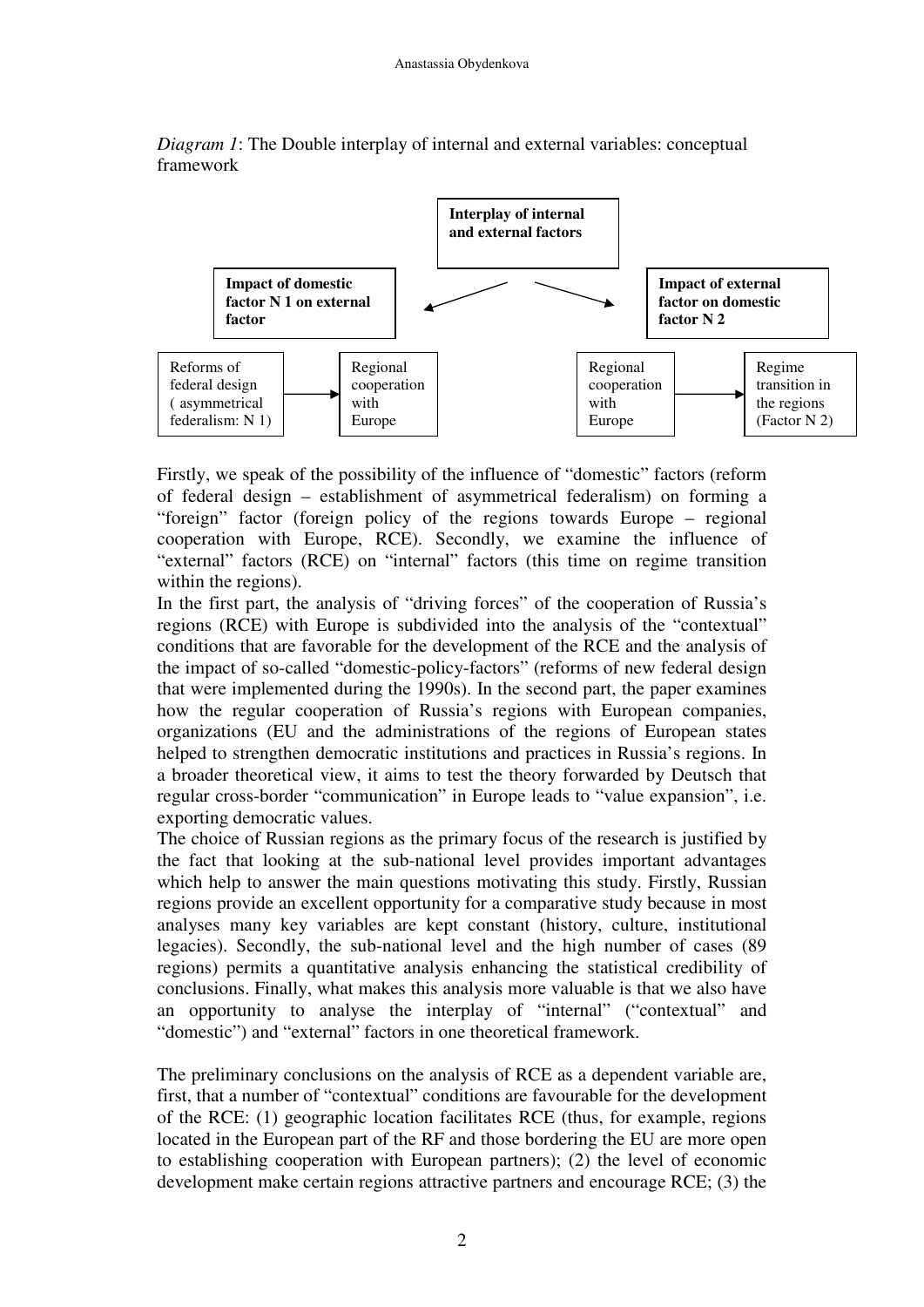*Diagram 1*: The Double interplay of internal and external variables: conceptual framework

**Interplay of internal and external factors**

**Impact of domestic factor N 1 on external factor**

Reforms of federal design ( asymmetrical federalism: N 1) → Regional cooperation with Europe

**Impact of external factor on domestic factor N 2**

Regional cooperation with Europe → Regime transition in the regions (Factor N 2)

Firstly, we speak of the possibility of the influence of "domestic" factors (reform of federal design – establishment of asymmetrical federalism) on forming a "foreign" factor (foreign policy of the regions towards Europe – regional cooperation with Europe, RCE). Secondly, we examine the influence of "external" factors (RCE) on "internal" factors (this time on regime transition within the regions).

In the first part, the analysis of "driving forces" of the cooperation of Russia's regions (RCE) with Europe is subdivided into the analysis of the "contextual" conditions that are favorable for the development of the RCE and the analysis of the impact of so-called "domestic-policy-factors" (reforms of new federal design that were implemented during the 1990s). In the second part, the paper examines how the regular cooperation of Russia's regions with European companies, organizations (EU and the administrations of the regions of European states helped to strengthen democratic institutions and practices in Russia's regions. In a broader theoretical view, it aims to test the theory forwarded by Deutsch that regular cross-border "communication" in Europe leads to "value expansion", i.e. exporting democratic values.

The choice of Russian regions as the primary focus of the research is justified by the fact that looking at the sub-national level provides important advantages which help to answer the main questions motivating this study. Firstly, Russian regions provide an excellent opportunity for a comparative study because in most analyses many key variables are kept constant (history, culture, institutional legacies). Secondly, the sub-national level and the high number of cases (89 regions) permits a quantitative analysis enhancing the statistical credibility of conclusions. Finally, what makes this analysis more valuable is that we also have an opportunity to analyse the interplay of "internal" ("contextual" and "domestic") and "external" factors in one theoretical framework.

The preliminary conclusions on the analysis of RCE as a dependent variable are, first, that a number of "contextual" conditions are favourable for the development of the RCE: (1) geographic location facilitates RCE (thus, for example, regions located in the European part of the RF and those bordering the EU are more open to establishing cooperation with European partners); (2) the level of economic development make certain regions attractive partners and encourage RCE; (3) the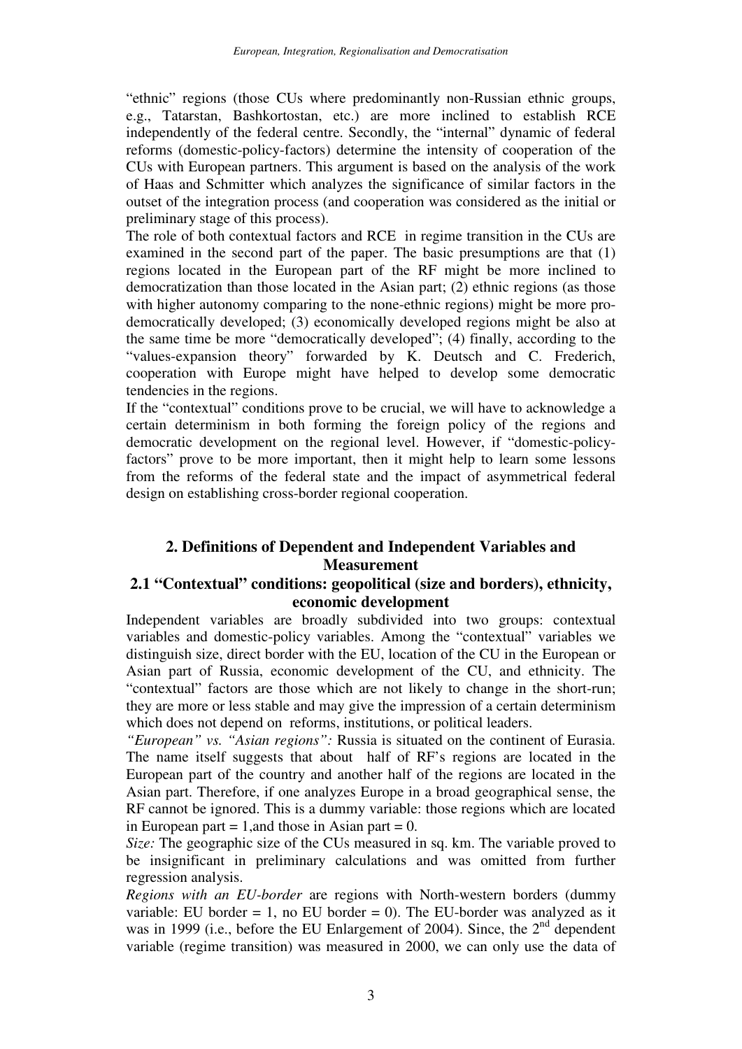"ethnic" regions (those CUs where predominantly non-Russian ethnic groups, e.g., Tatarstan, Bashkortostan, etc.) are more inclined to establish RCE independently of the federal centre. Secondly, the "internal" dynamic of federal reforms (domestic-policy-factors) determine the intensity of cooperation of the CUs with European partners. This argument is based on the analysis of the work of Haas and Schmitter which analyzes the significance of similar factors in the outset of the integration process (and cooperation was considered as the initial or preliminary stage of this process).

The role of both contextual factors and RCE in regime transition in the CUs are examined in the second part of the paper. The basic presumptions are that (1) regions located in the European part of the RF might be more inclined to democratization than those located in the Asian part; (2) ethnic regions (as those with higher autonomy comparing to the none-ethnic regions) might be more pro-democratically developed; (3) economically developed regions might be also at the same time be more "democratically developed"; (4) finally, according to the "values-expansion theory" forwarded by K. Deutsch and C. Frederich, cooperation with Europe might have helped to develop some democratic tendencies in the regions.

If the "contextual" conditions prove to be crucial, we will have to acknowledge a certain determinism in both forming the foreign policy of the regions and democratic development on the regional level. However, if "domestic-policy-factors" prove to be more important, then it might help to learn some lessons from the reforms of the federal state and the impact of asymmetrical federal design on establishing cross-border regional cooperation.

## 2. Definitions of Dependent and Independent Variables and Measurement

### 2.1 "Contextual" conditions: geopolitical (size and borders), ethnicity, economic development

Independent variables are broadly subdivided into two groups: contextual variables and domestic-policy variables. Among the "contextual" variables we distinguish size, direct border with the EU, location of the CU in the European or Asian part of Russia, economic development of the CU, and ethnicity. The "contextual" factors are those which are not likely to change in the short-run; they are more or less stable and may give the impression of a certain determinism which does not depend on reforms, institutions, or political leaders.

*"European" vs. "Asian regions":* Russia is situated on the continent of Eurasia. The name itself suggests that about half of RF's regions are located in the European part of the country and another half of the regions are located in the Asian part. Therefore, if one analyzes Europe in a broad geographical sense, the RF cannot be ignored. This is a dummy variable: those regions which are located in European part = 1,and those in Asian part = 0.

*Size:* The geographic size of the CUs measured in sq. km. The variable proved to be insignificant in preliminary calculations and was omitted from further regression analysis.

*Regions with an EU-border* are regions with North-western borders (dummy variable: EU border = 1, no EU border = 0). The EU-border was analyzed as it was in 1999 (i.e., before the EU Enlargement of 2004). Since, the 2nd dependent variable (regime transition) was measured in 2000, we can only use the data of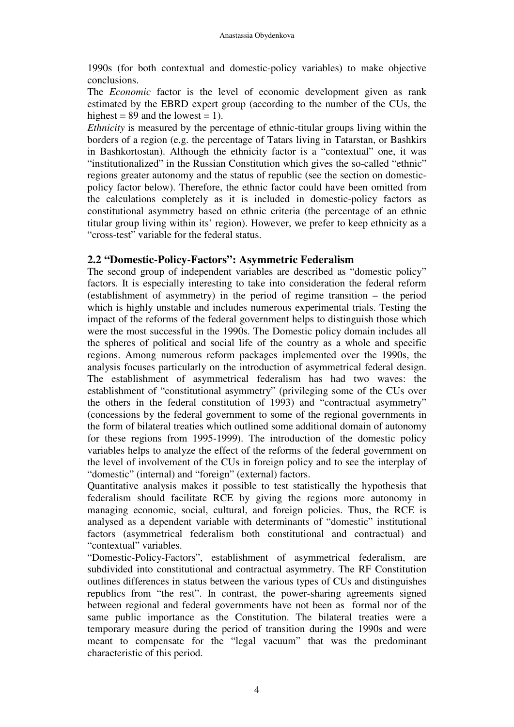1990s (for both contextual and domestic-policy variables) to make objective conclusions.

The *Economic* factor is the level of economic development given as rank estimated by the EBRD expert group (according to the number of the CUs, the highest = 89 and the lowest = 1).

*Ethnicity* is measured by the percentage of ethnic-titular groups living within the borders of a region (e.g. the percentage of Tatars living in Tatarstan, or Bashkirs in Bashkortostan). Although the ethnicity factor is a "contextual" one, it was "institutionalized" in the Russian Constitution which gives the so-called "ethnic" regions greater autonomy and the status of republic (see the section on domestic-policy factor below). Therefore, the ethnic factor could have been omitted from the calculations completely as it is included in domestic-policy factors as constitutional asymmetry based on ethnic criteria (the percentage of an ethnic titular group living within its' region). However, we prefer to keep ethnicity as a "cross-test" variable for the federal status.

## 2.2 "Domestic-Policy-Factors": Asymmetric Federalism

The second group of independent variables are described as "domestic policy" factors. It is especially interesting to take into consideration the federal reform (establishment of asymmetry) in the period of regime transition – the period which is highly unstable and includes numerous experimental trials. Testing the impact of the reforms of the federal government helps to distinguish those which were the most successful in the 1990s. The Domestic policy domain includes all the spheres of political and social life of the country as a whole and specific regions. Among numerous reform packages implemented over the 1990s, the analysis focuses particularly on the introduction of asymmetrical federal design. The establishment of asymmetrical federalism has had two waves: the establishment of "constitutional asymmetry" (privileging some of the CUs over the others in the federal constitution of 1993) and "contractual asymmetry" (concessions by the federal government to some of the regional governments in the form of bilateral treaties which outlined some additional domain of autonomy for these regions from 1995-1999). The introduction of the domestic policy variables helps to analyze the effect of the reforms of the federal government on the level of involvement of the CUs in foreign policy and to see the interplay of "domestic" (internal) and "foreign" (external) factors.

Quantitative analysis makes it possible to test statistically the hypothesis that federalism should facilitate RCE by giving the regions more autonomy in managing economic, social, cultural, and foreign policies. Thus, the RCE is analysed as a dependent variable with determinants of "domestic" institutional factors (asymmetrical federalism both constitutional and contractual) and "contextual" variables.

"Domestic-Policy-Factors", establishment of asymmetrical federalism, are subdivided into constitutional and contractual asymmetry. The RF Constitution outlines differences in status between the various types of CUs and distinguishes republics from "the rest". In contrast, the power-sharing agreements signed between regional and federal governments have not been as formal nor of the same public importance as the Constitution. The bilateral treaties were a temporary measure during the period of transition during the 1990s and were meant to compensate for the "legal vacuum" that was the predominant characteristic of this period.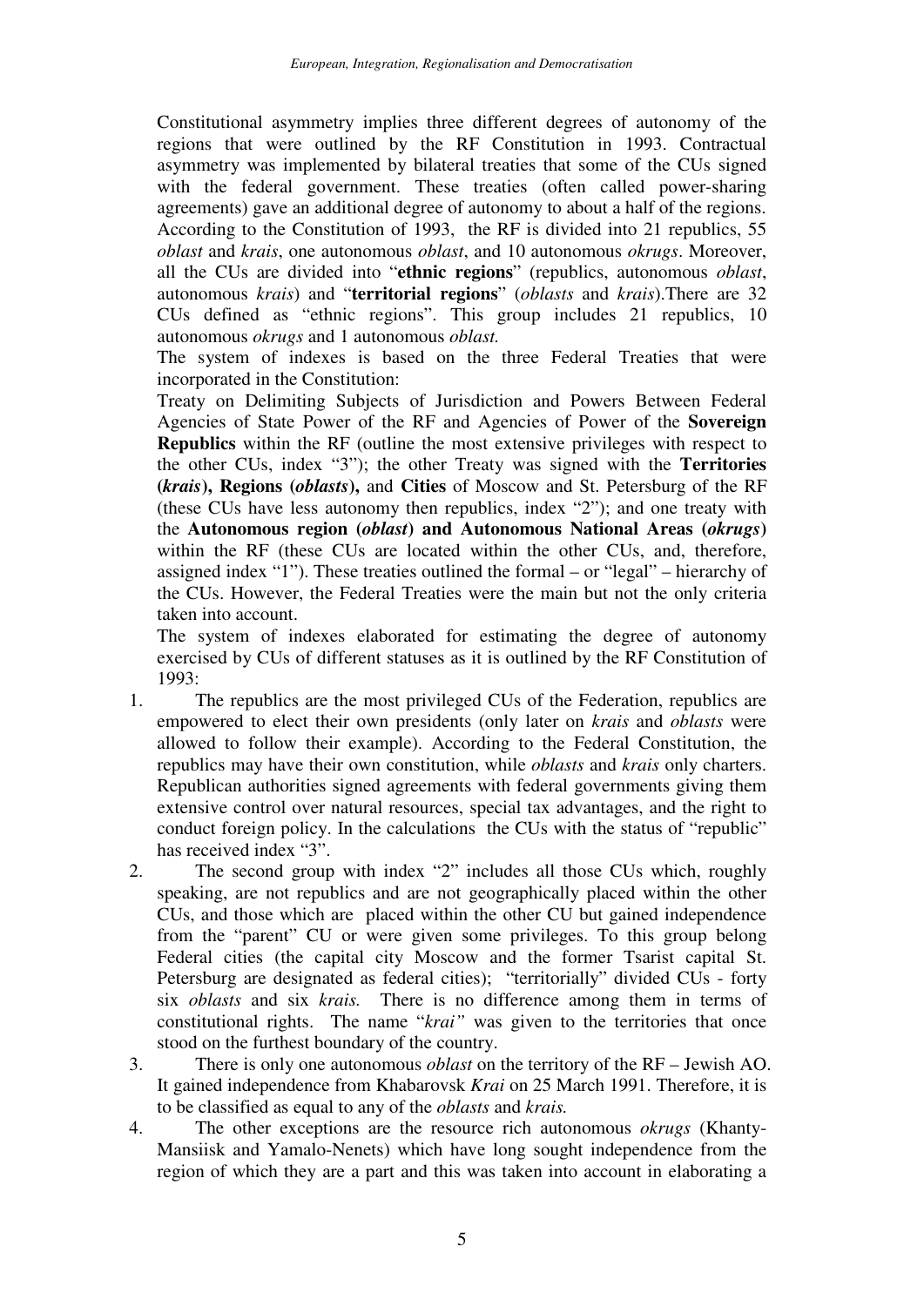Constitutional asymmetry implies three different degrees of autonomy of the regions that were outlined by the RF Constitution in 1993. Contractual asymmetry was implemented by bilateral treaties that some of the CUs signed with the federal government. These treaties (often called power-sharing agreements) gave an additional degree of autonomy to about a half of the regions. According to the Constitution of 1993, the RF is divided into 21 republics, 55 *oblast* and *krais*, one autonomous *oblast*, and 10 autonomous *okrugs*. Moreover, all the CUs are divided into "**ethnic regions**" (republics, autonomous *oblast*, autonomous *krais*) and "**territorial regions**" (*oblasts* and *krais*).There are 32 CUs defined as "ethnic regions". This group includes 21 republics, 10 autonomous *okrugs* and 1 autonomous *oblast.*

The system of indexes is based on the three Federal Treaties that were incorporated in the Constitution:

Treaty on Delimiting Subjects of Jurisdiction and Powers Between Federal Agencies of State Power of the RF and Agencies of Power of the **Sovereign Republics** within the RF (outline the most extensive privileges with respect to the other CUs, index "3"); the other Treaty was signed with the **Territories (*krais*), Regions (*oblasts*),** and **Cities** of Moscow and St. Petersburg of the RF (these CUs have less autonomy then republics, index "2"); and one treaty with the **Autonomous region (*oblast*) and Autonomous National Areas (*okrugs*)** within the RF (these CUs are located within the other CUs, and, therefore, assigned index "1"). These treaties outlined the formal – or "legal" – hierarchy of the CUs. However, the Federal Treaties were the main but not the only criteria taken into account.

The system of indexes elaborated for estimating the degree of autonomy exercised by CUs of different statuses as it is outlined by the RF Constitution of 1993:

1. The republics are the most privileged CUs of the Federation, republics are empowered to elect their own presidents (only later on *krais* and *oblasts* were allowed to follow their example). According to the Federal Constitution, the republics may have their own constitution, while *oblasts* and *krais* only charters. Republican authorities signed agreements with federal governments giving them extensive control over natural resources, special tax advantages, and the right to conduct foreign policy. In the calculations the CUs with the status of "republic" has received index "3".
2. The second group with index "2" includes all those CUs which, roughly speaking, are not republics and are not geographically placed within the other CUs, and those which are placed within the other CU but gained independence from the "parent" CU or were given some privileges. To this group belong Federal cities (the capital city Moscow and the former Tsarist capital St. Petersburg are designated as federal cities); "territorially" divided CUs - forty six *oblasts* and six *krais.* There is no difference among them in terms of constitutional rights. The name "*krai"* was given to the territories that once stood on the furthest boundary of the country.
3. There is only one autonomous *oblast* on the territory of the RF – Jewish AO. It gained independence from Khabarovsk *Krai* on 25 March 1991. Therefore, it is to be classified as equal to any of the *oblasts* and *krais.*
4. The other exceptions are the resource rich autonomous *okrugs* (Khanty-Mansiisk and Yamalo-Nenets) which have long sought independence from the region of which they are a part and this was taken into account in elaborating a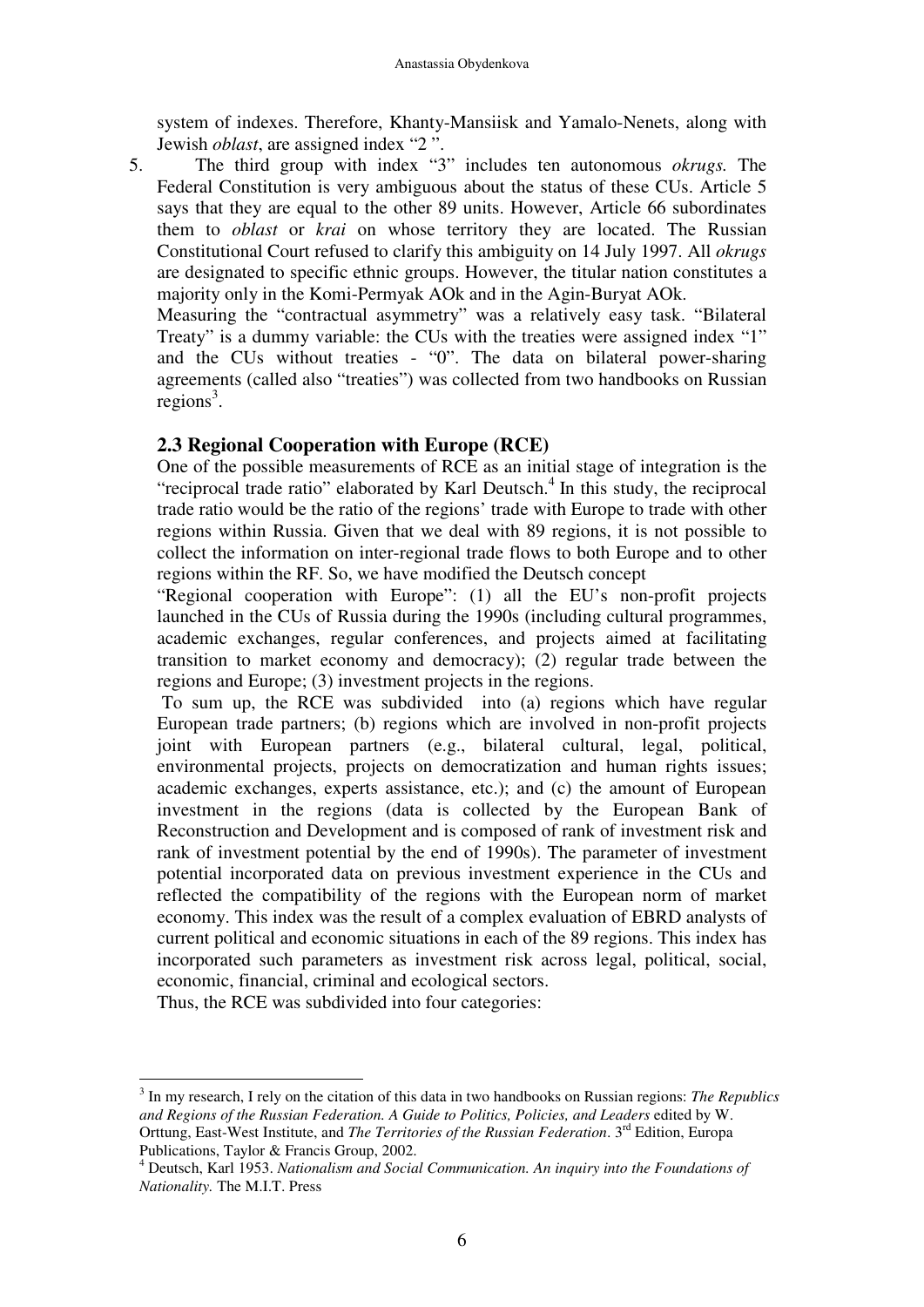system of indexes. Therefore, Khanty-Mansiisk and Yamalo-Nenets, along with Jewish *oblast*, are assigned index "2 ".

5. The third group with index "3" includes ten autonomous *okrugs.* The Federal Constitution is very ambiguous about the status of these CUs. Article 5 says that they are equal to the other 89 units. However, Article 66 subordinates them to *oblast* or *krai* on whose territory they are located. The Russian Constitutional Court refused to clarify this ambiguity on 14 July 1997. All *okrugs* are designated to specific ethnic groups. However, the titular nation constitutes a majority only in the Komi-Permyak AOk and in the Agin-Buryat AOk.

Measuring the "contractual asymmetry" was a relatively easy task. "Bilateral Treaty" is a dummy variable: the CUs with the treaties were assigned index "1" and the CUs without treaties - "0". The data on bilateral power-sharing agreements (called also "treaties") was collected from two handbooks on Russian regions[3].

### 2.3 Regional Cooperation with Europe (RCE)

One of the possible measurements of RCE as an initial stage of integration is the "reciprocal trade ratio" elaborated by Karl Deutsch.[4] In this study, the reciprocal trade ratio would be the ratio of the regions' trade with Europe to trade with other regions within Russia. Given that we deal with 89 regions, it is not possible to collect the information on inter-regional trade flows to both Europe and to other regions within the RF. So, we have modified the Deutsch concept

"Regional cooperation with Europe": (1) all the EU's non-profit projects launched in the CUs of Russia during the 1990s (including cultural programmes, academic exchanges, regular conferences, and projects aimed at facilitating transition to market economy and democracy); (2) regular trade between the regions and Europe; (3) investment projects in the regions.

To sum up, the RCE was subdivided into (a) regions which have regular European trade partners; (b) regions which are involved in non-profit projects joint with European partners (e.g., bilateral cultural, legal, political, environmental projects, projects on democratization and human rights issues; academic exchanges, experts assistance, etc.); and (c) the amount of European investment in the regions (data is collected by the European Bank of Reconstruction and Development and is composed of rank of investment risk and rank of investment potential by the end of 1990s). The parameter of investment potential incorporated data on previous investment experience in the CUs and reflected the compatibility of the regions with the European norm of market economy. This index was the result of a complex evaluation of EBRD analysts of current political and economic situations in each of the 89 regions. This index has incorporated such parameters as investment risk across legal, political, social, economic, financial, criminal and ecological sectors.

Thus, the RCE was subdivided into four categories:

---

[3] In my research, I rely on the citation of this data in two handbooks on Russian regions: *The Republics and Regions of the Russian Federation. A Guide to Politics, Policies, and Leaders* edited by W. Orttung, East-West Institute, and *The Territories of the Russian Federation*. 3rd Edition, Europa Publications, Taylor & Francis Group, 2002.

[4] Deutsch, Karl 1953. *Nationalism and Social Communication. An inquiry into the Foundations of Nationality.* The M.I.T. Press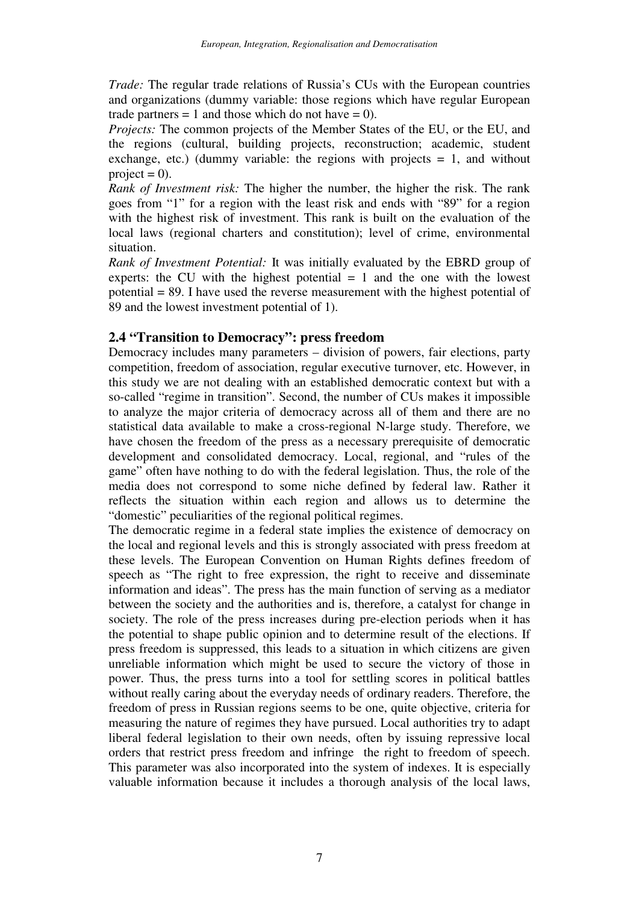*Trade:* The regular trade relations of Russia's CUs with the European countries and organizations (dummy variable: those regions which have regular European trade partners = 1 and those which do not have = 0).

*Projects:* The common projects of the Member States of the EU, or the EU, and the regions (cultural, building projects, reconstruction; academic, student exchange, etc.) (dummy variable: the regions with projects = 1, and without project = 0).

*Rank of Investment risk:* The higher the number, the higher the risk. The rank goes from "1" for a region with the least risk and ends with "89" for a region with the highest risk of investment. This rank is built on the evaluation of the local laws (regional charters and constitution); level of crime, environmental situation.

*Rank of Investment Potential:* It was initially evaluated by the EBRD group of experts: the CU with the highest potential = 1 and the one with the lowest potential = 89. I have used the reverse measurement with the highest potential of 89 and the lowest investment potential of 1).

### 2.4 "Transition to Democracy": press freedom

Democracy includes many parameters – division of powers, fair elections, party competition, freedom of association, regular executive turnover, etc. However, in this study we are not dealing with an established democratic context but with a so-called "regime in transition". Second, the number of CUs makes it impossible to analyze the major criteria of democracy across all of them and there are no statistical data available to make a cross-regional N-large study. Therefore, we have chosen the freedom of the press as a necessary prerequisite of democratic development and consolidated democracy. Local, regional, and "rules of the game" often have nothing to do with the federal legislation. Thus, the role of the media does not correspond to some niche defined by federal law. Rather it reflects the situation within each region and allows us to determine the "domestic" peculiarities of the regional political regimes.

The democratic regime in a federal state implies the existence of democracy on the local and regional levels and this is strongly associated with press freedom at these levels. The European Convention on Human Rights defines freedom of speech as "The right to free expression, the right to receive and disseminate information and ideas". The press has the main function of serving as a mediator between the society and the authorities and is, therefore, a catalyst for change in society. The role of the press increases during pre-election periods when it has the potential to shape public opinion and to determine result of the elections. If press freedom is suppressed, this leads to a situation in which citizens are given unreliable information which might be used to secure the victory of those in power. Thus, the press turns into a tool for settling scores in political battles without really caring about the everyday needs of ordinary readers. Therefore, the freedom of press in Russian regions seems to be one, quite objective, criteria for measuring the nature of regimes they have pursued. Local authorities try to adapt liberal federal legislation to their own needs, often by issuing repressive local orders that restrict press freedom and infringe the right to freedom of speech. This parameter was also incorporated into the system of indexes. It is especially valuable information because it includes a thorough analysis of the local laws,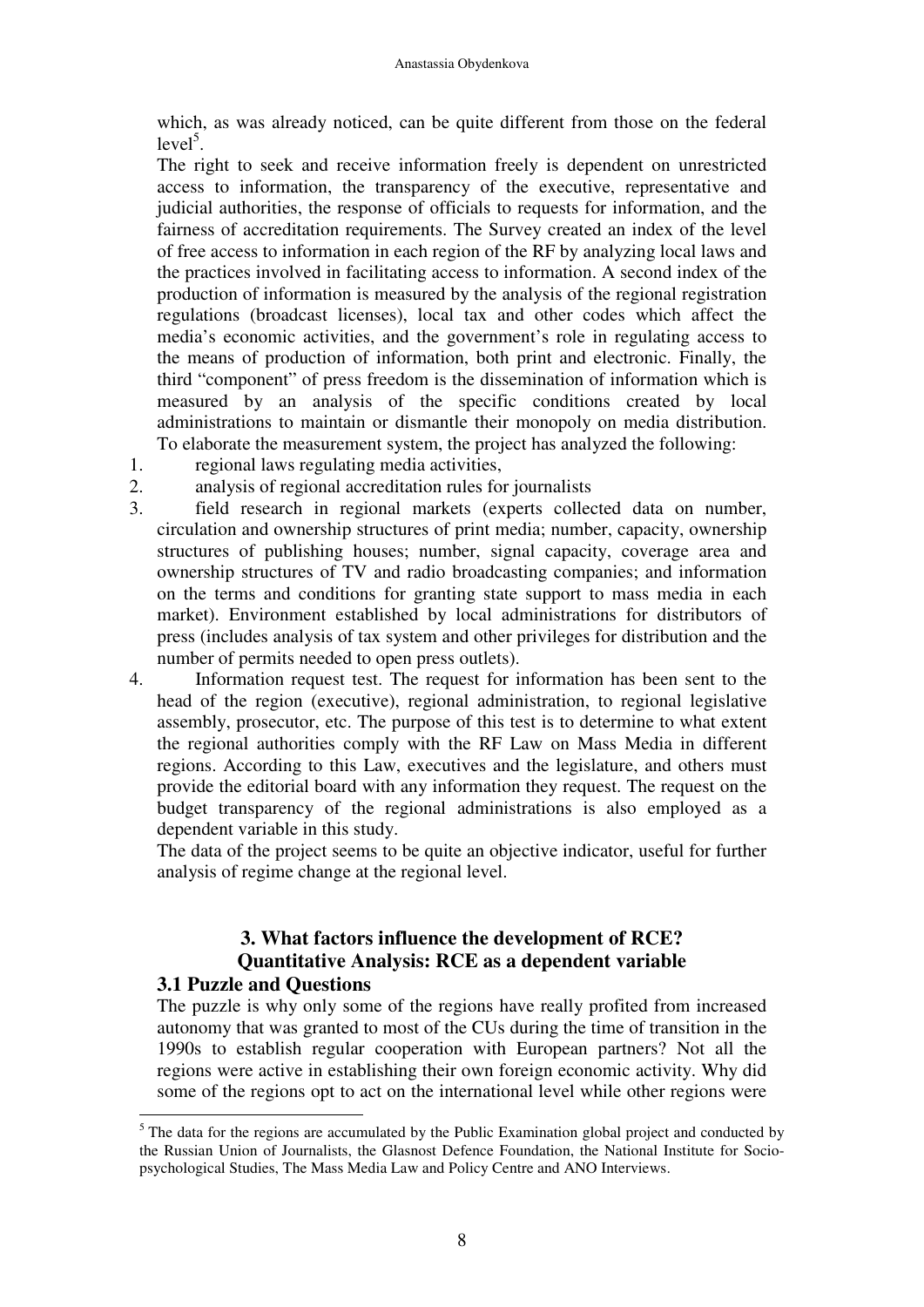which, as was already noticed, can be quite different from those on the federal level[5].

The right to seek and receive information freely is dependent on unrestricted access to information, the transparency of the executive, representative and judicial authorities, the response of officials to requests for information, and the fairness of accreditation requirements. The Survey created an index of the level of free access to information in each region of the RF by analyzing local laws and the practices involved in facilitating access to information. A second index of the production of information is measured by the analysis of the regional registration regulations (broadcast licenses), local tax and other codes which affect the media's economic activities, and the government's role in regulating access to the means of production of information, both print and electronic. Finally, the third "component" of press freedom is the dissemination of information which is measured by an analysis of the specific conditions created by local administrations to maintain or dismantle their monopoly on media distribution. To elaborate the measurement system, the project has analyzed the following:

1. regional laws regulating media activities,
2. analysis of regional accreditation rules for journalists
3. field research in regional markets (experts collected data on number, circulation and ownership structures of print media; number, capacity, ownership structures of publishing houses; number, signal capacity, coverage area and ownership structures of TV and radio broadcasting companies; and information on the terms and conditions for granting state support to mass media in each market). Environment established by local administrations for distributors of press (includes analysis of tax system and other privileges for distribution and the number of permits needed to open press outlets).
4. Information request test. The request for information has been sent to the head of the region (executive), regional administration, to regional legislative assembly, prosecutor, etc. The purpose of this test is to determine to what extent the regional authorities comply with the RF Law on Mass Media in different regions. According to this Law, executives and the legislature, and others must provide the editorial board with any information they request. The request on the budget transparency of the regional administrations is also employed as a dependent variable in this study.

The data of the project seems to be quite an objective indicator, useful for further analysis of regime change at the regional level.

## 3. What factors influence the development of RCE? Quantitative Analysis: RCE as a dependent variable

### 3.1 Puzzle and Questions

The puzzle is why only some of the regions have really profited from increased autonomy that was granted to most of the CUs during the time of transition in the 1990s to establish regular cooperation with European partners? Not all the regions were active in establishing their own foreign economic activity. Why did some of the regions opt to act on the international level while other regions were

[5] The data for the regions are accumulated by the Public Examination global project and conducted by the Russian Union of Journalists, the Glasnost Defence Foundation, the National Institute for Socio-psychological Studies, The Mass Media Law and Policy Centre and ANO Interviews.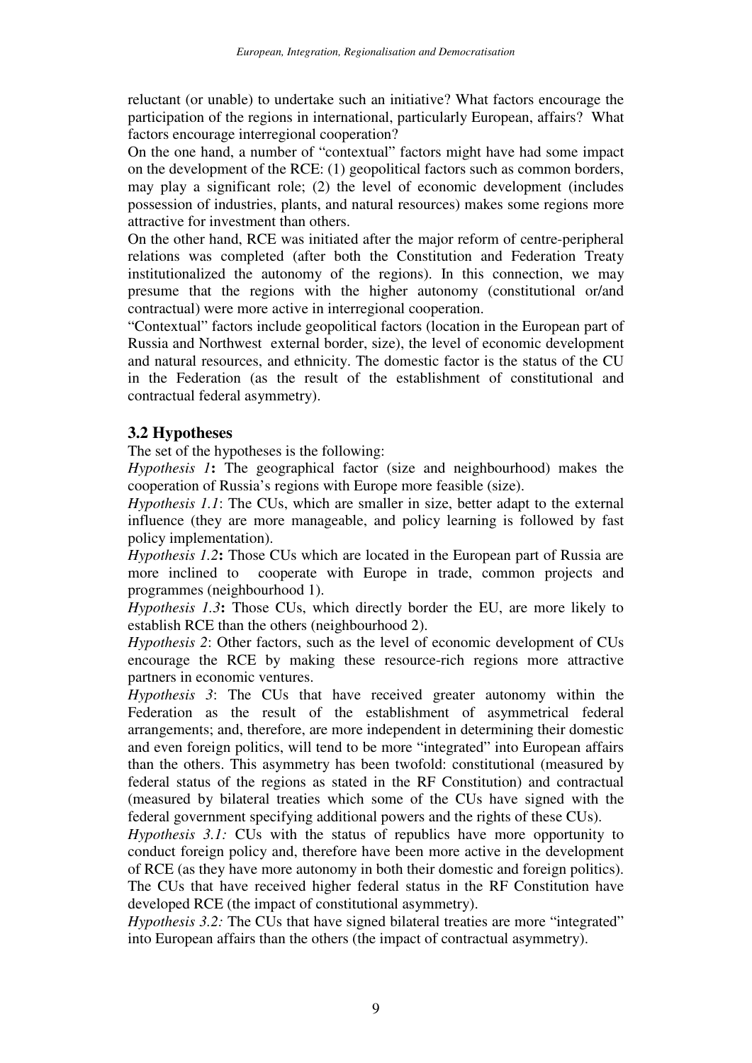reluctant (or unable) to undertake such an initiative? What factors encourage the participation of the regions in international, particularly European, affairs? What factors encourage interregional cooperation?

On the one hand, a number of "contextual" factors might have had some impact on the development of the RCE: (1) geopolitical factors such as common borders, may play a significant role; (2) the level of economic development (includes possession of industries, plants, and natural resources) makes some regions more attractive for investment than others.

On the other hand, RCE was initiated after the major reform of centre-peripheral relations was completed (after both the Constitution and Federation Treaty institutionalized the autonomy of the regions). In this connection, we may presume that the regions with the higher autonomy (constitutional or/and contractual) were more active in interregional cooperation.

"Contextual" factors include geopolitical factors (location in the European part of Russia and Northwest external border, size), the level of economic development and natural resources, and ethnicity. The domestic factor is the status of the CU in the Federation (as the result of the establishment of constitutional and contractual federal asymmetry).

### 3.2 Hypotheses

The set of the hypotheses is the following:

*Hypothesis 1***:** The geographical factor (size and neighbourhood) makes the cooperation of Russia's regions with Europe more feasible (size).

*Hypothesis 1.1*: The CUs, which are smaller in size, better adapt to the external influence (they are more manageable, and policy learning is followed by fast policy implementation).

*Hypothesis 1.2***:** Those CUs which are located in the European part of Russia are more inclined to cooperate with Europe in trade, common projects and programmes (neighbourhood 1).

*Hypothesis 1.3***:** Those CUs, which directly border the EU, are more likely to establish RCE than the others (neighbourhood 2).

*Hypothesis 2*: Other factors, such as the level of economic development of CUs encourage the RCE by making these resource-rich regions more attractive partners in economic ventures.

*Hypothesis 3*: The CUs that have received greater autonomy within the Federation as the result of the establishment of asymmetrical federal arrangements; and, therefore, are more independent in determining their domestic and even foreign politics, will tend to be more "integrated" into European affairs than the others. This asymmetry has been twofold: constitutional (measured by federal status of the regions as stated in the RF Constitution) and contractual (measured by bilateral treaties which some of the CUs have signed with the federal government specifying additional powers and the rights of these CUs).

*Hypothesis 3.1:* CUs with the status of republics have more opportunity to conduct foreign policy and, therefore have been more active in the development of RCE (as they have more autonomy in both their domestic and foreign politics). The CUs that have received higher federal status in the RF Constitution have developed RCE (the impact of constitutional asymmetry).

*Hypothesis 3.2:* The CUs that have signed bilateral treaties are more "integrated" into European affairs than the others (the impact of contractual asymmetry).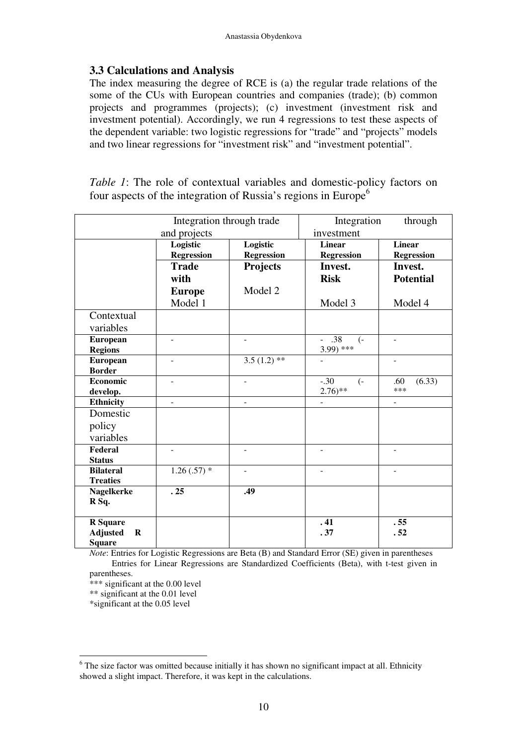### 3.3 Calculations and Analysis

The index measuring the degree of RCE is (a) the regular trade relations of the some of the CUs with European countries and companies (trade); (b) common projects and programmes (projects); (c) investment (investment risk and investment potential). Accordingly, we run 4 regressions to test these aspects of the dependent variable: two logistic regressions for "trade" and "projects" models and two linear regressions for "investment risk" and "investment potential".

*Table 1*: The role of contextual variables and domestic-policy factors on four aspects of the integration of Russia's regions in Europe[6]

| | Integration through trade and projects | | Integration through investment | |
|---|---|---|---|---|
| | **Logistic Regression** | **Logistic Regression** | **Linear Regression** | **Linear Regression** |
| | **Trade with Europe** Model 1 | **Projects** Model 2 | **Invest. Risk** Model 3 | **Invest. Potential** Model 4 |
| Contextual variables | | | | |
| **European Regions** | - | - | - .38 (-3.99) *** | - |
| **European Border** | - | 3.5 (1.2) ** | - | - |
| **Economic develop.** | - | - | -.30 (-2.76)** | .60 (6.33) *** |
| **Ethnicity** | - | - | - | - |
| Domestic policy variables | | | | |
| **Federal Status** | - | - | - | - |
| **Bilateral Treaties** | 1.26 (.57) * | - | - | - |
| **Nagelkerke R Sq.** | **.25** | **.49** | | |
| **R Square** | | | **.41** | **.55** |
| **Adjusted R Square** | | | **.37** | **.52** |

*Note*: Entries for Logistic Regressions are Beta (B) and Standard Error (SE) given in parentheses

Entries for Linear Regressions are Standardized Coefficients (Beta), with t-test given in parentheses.

*** significant at the 0.00 level

** significant at the 0.01 level

*significant at the 0.05 level

[6] The size factor was omitted because initially it has shown no significant impact at all. Ethnicity showed a slight impact. Therefore, it was kept in the calculations.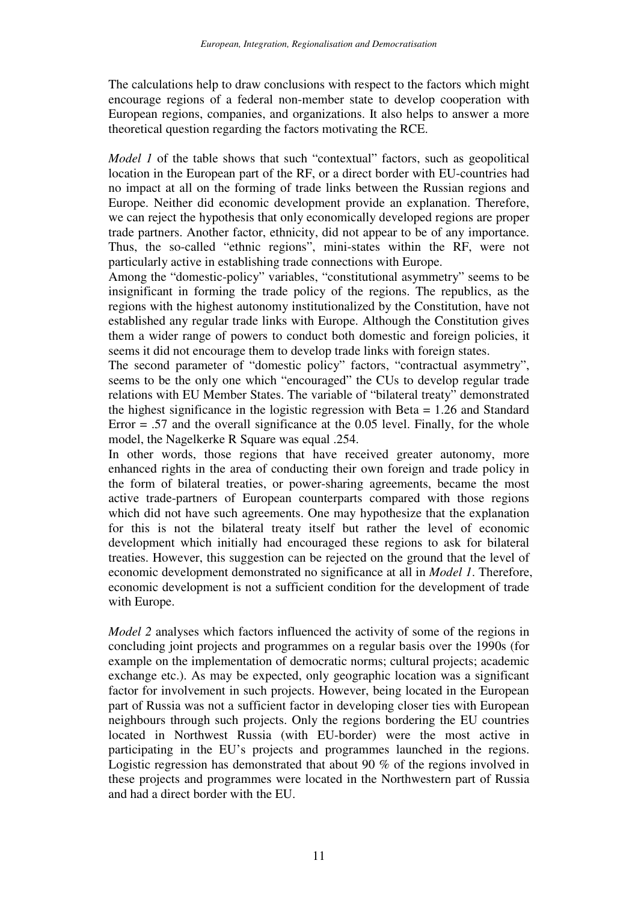The calculations help to draw conclusions with respect to the factors which might encourage regions of a federal non-member state to develop cooperation with European regions, companies, and organizations. It also helps to answer a more theoretical question regarding the factors motivating the RCE.

*Model 1* of the table shows that such "contextual" factors, such as geopolitical location in the European part of the RF, or a direct border with EU-countries had no impact at all on the forming of trade links between the Russian regions and Europe. Neither did economic development provide an explanation. Therefore, we can reject the hypothesis that only economically developed regions are proper trade partners. Another factor, ethnicity, did not appear to be of any importance. Thus, the so-called "ethnic regions", mini-states within the RF, were not particularly active in establishing trade connections with Europe.

Among the "domestic-policy" variables, "constitutional asymmetry" seems to be insignificant in forming the trade policy of the regions. The republics, as the regions with the highest autonomy institutionalized by the Constitution, have not established any regular trade links with Europe. Although the Constitution gives them a wider range of powers to conduct both domestic and foreign policies, it seems it did not encourage them to develop trade links with foreign states.

The second parameter of "domestic policy" factors, "contractual asymmetry", seems to be the only one which "encouraged" the CUs to develop regular trade relations with EU Member States. The variable of "bilateral treaty" demonstrated the highest significance in the logistic regression with Beta = 1.26 and Standard Error = .57 and the overall significance at the 0.05 level. Finally, for the whole model, the Nagelkerke R Square was equal .254.

In other words, those regions that have received greater autonomy, more enhanced rights in the area of conducting their own foreign and trade policy in the form of bilateral treaties, or power-sharing agreements, became the most active trade-partners of European counterparts compared with those regions which did not have such agreements. One may hypothesize that the explanation for this is not the bilateral treaty itself but rather the level of economic development which initially had encouraged these regions to ask for bilateral treaties. However, this suggestion can be rejected on the ground that the level of economic development demonstrated no significance at all in *Model 1*. Therefore, economic development is not a sufficient condition for the development of trade with Europe.

*Model 2* analyses which factors influenced the activity of some of the regions in concluding joint projects and programmes on a regular basis over the 1990s (for example on the implementation of democratic norms; cultural projects; academic exchange etc.). As may be expected, only geographic location was a significant factor for involvement in such projects. However, being located in the European part of Russia was not a sufficient factor in developing closer ties with European neighbours through such projects. Only the regions bordering the EU countries located in Northwest Russia (with EU-border) were the most active in participating in the EU's projects and programmes launched in the regions. Logistic regression has demonstrated that about 90 % of the regions involved in these projects and programmes were located in the Northwestern part of Russia and had a direct border with the EU.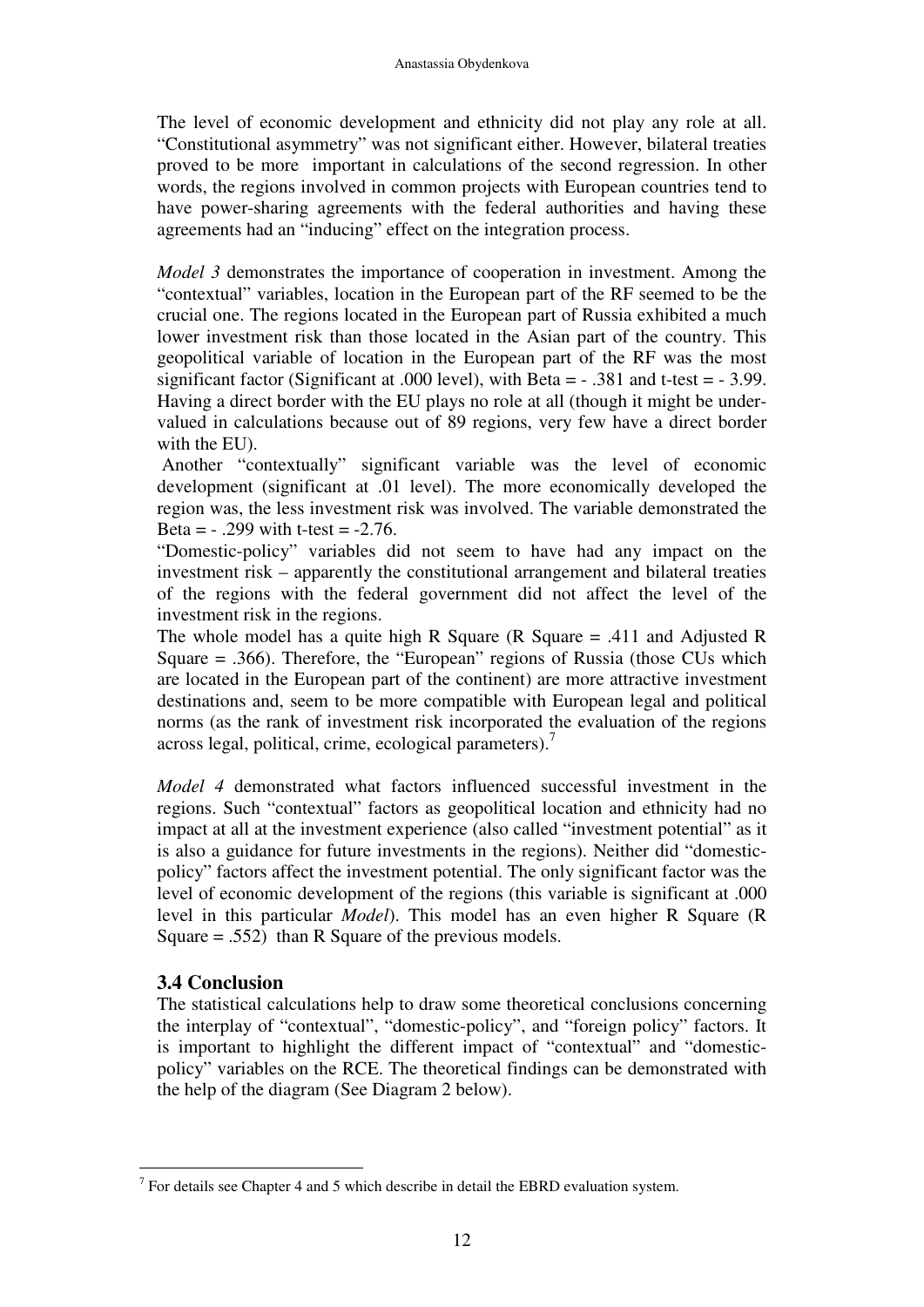The level of economic development and ethnicity did not play any role at all. "Constitutional asymmetry" was not significant either. However, bilateral treaties proved to be more important in calculations of the second regression. In other words, the regions involved in common projects with European countries tend to have power-sharing agreements with the federal authorities and having these agreements had an "inducing" effect on the integration process.

*Model 3* demonstrates the importance of cooperation in investment. Among the "contextual" variables, location in the European part of the RF seemed to be the crucial one. The regions located in the European part of Russia exhibited a much lower investment risk than those located in the Asian part of the country. This geopolitical variable of location in the European part of the RF was the most significant factor (Significant at .000 level), with Beta = - .381 and t-test = - 3.99. Having a direct border with the EU plays no role at all (though it might be under-valued in calculations because out of 89 regions, very few have a direct border with the EU).

Another "contextually" significant variable was the level of economic development (significant at .01 level). The more economically developed the region was, the less investment risk was involved. The variable demonstrated the Beta = - .299 with t-test = -2.76.

"Domestic-policy" variables did not seem to have had any impact on the investment risk – apparently the constitutional arrangement and bilateral treaties of the regions with the federal government did not affect the level of the investment risk in the regions.

The whole model has a quite high R Square (R Square = .411 and Adjusted R Square = .366). Therefore, the "European" regions of Russia (those CUs which are located in the European part of the continent) are more attractive investment destinations and, seem to be more compatible with European legal and political norms (as the rank of investment risk incorporated the evaluation of the regions across legal, political, crime, ecological parameters).[7]

*Model 4* demonstrated what factors influenced successful investment in the regions. Such "contextual" factors as geopolitical location and ethnicity had no impact at all at the investment experience (also called "investment potential" as it is also a guidance for future investments in the regions). Neither did "domestic-policy" factors affect the investment potential. The only significant factor was the level of economic development of the regions (this variable is significant at .000 level in this particular *Model*). This model has an even higher R Square (R Square = .552) than R Square of the previous models.

### 3.4 Conclusion

The statistical calculations help to draw some theoretical conclusions concerning the interplay of "contextual", "domestic-policy", and "foreign policy" factors. It is important to highlight the different impact of "contextual" and "domestic-policy" variables on the RCE. The theoretical findings can be demonstrated with the help of the diagram (See Diagram 2 below).

[7] For details see Chapter 4 and 5 which describe in detail the EBRD evaluation system.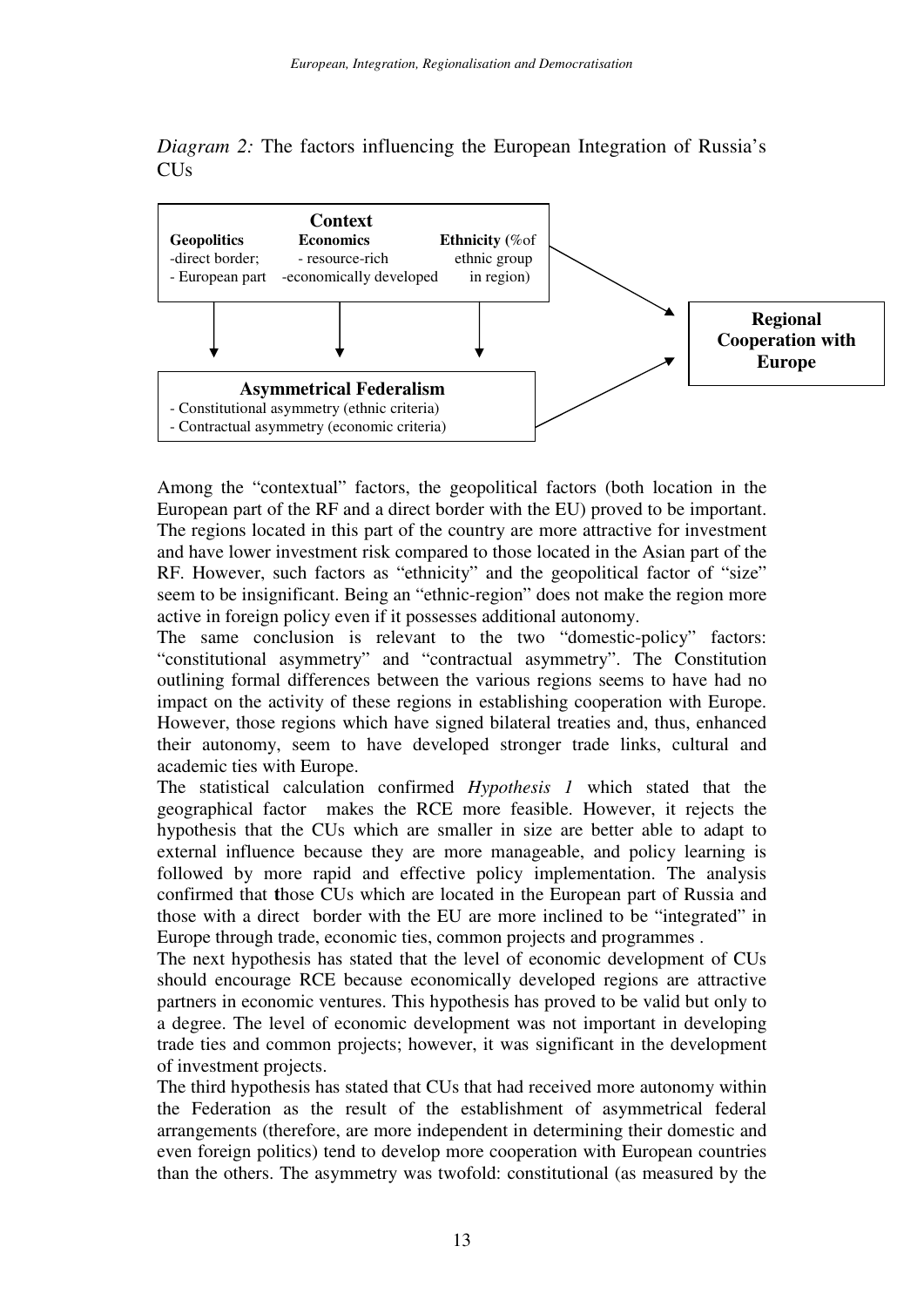*Diagram 2:* The factors influencing the European Integration of Russia's CUs

**Context**

| **Geopolitics** | **Economics** | **Ethnicity** (%of ethnic group in region) |
|---|---|---|
| -direct border; | - resource-rich | |
| - European part | -economically developed | |

**Asymmetrical Federalism**
- Constitutional asymmetry (ethnic criteria)
- Contractual asymmetry (economic criteria)

**Regional Cooperation with Europe**

Among the "contextual" factors, the geopolitical factors (both location in the European part of the RF and a direct border with the EU) proved to be important. The regions located in this part of the country are more attractive for investment and have lower investment risk compared to those located in the Asian part of the RF. However, such factors as "ethnicity" and the geopolitical factor of "size" seem to be insignificant. Being an "ethnic-region" does not make the region more active in foreign policy even if it possesses additional autonomy.

The same conclusion is relevant to the two "domestic-policy" factors: "constitutional asymmetry" and "contractual asymmetry". The Constitution outlining formal differences between the various regions seems to have had no impact on the activity of these regions in establishing cooperation with Europe. However, those regions which have signed bilateral treaties and, thus, enhanced their autonomy, seem to have developed stronger trade links, cultural and academic ties with Europe.

The statistical calculation confirmed *Hypothesis 1* which stated that the geographical factor makes the RCE more feasible. However, it rejects the hypothesis that the CUs which are smaller in size are better able to adapt to external influence because they are more manageable, and policy learning is followed by more rapid and effective policy implementation. The analysis confirmed that **t**hose CUs which are located in the European part of Russia and those with a direct border with the EU are more inclined to be "integrated" in Europe through trade, economic ties, common projects and programmes .

The next hypothesis has stated that the level of economic development of CUs should encourage RCE because economically developed regions are attractive partners in economic ventures. This hypothesis has proved to be valid but only to a degree. The level of economic development was not important in developing trade ties and common projects; however, it was significant in the development of investment projects.

The third hypothesis has stated that CUs that had received more autonomy within the Federation as the result of the establishment of asymmetrical federal arrangements (therefore, are more independent in determining their domestic and even foreign politics) tend to develop more cooperation with European countries than the others. The asymmetry was twofold: constitutional (as measured by the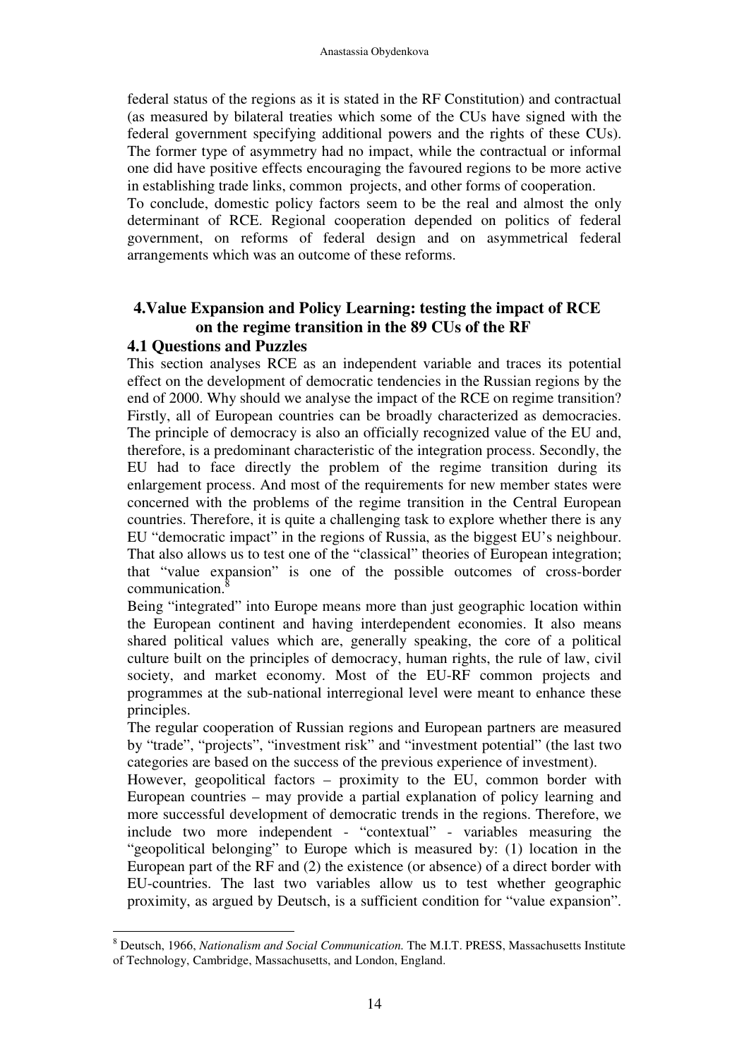federal status of the regions as it is stated in the RF Constitution) and contractual (as measured by bilateral treaties which some of the CUs have signed with the federal government specifying additional powers and the rights of these CUs). The former type of asymmetry had no impact, while the contractual or informal one did have positive effects encouraging the favoured regions to be more active in establishing trade links, common projects, and other forms of cooperation.

To conclude, domestic policy factors seem to be the real and almost the only determinant of RCE. Regional cooperation depended on politics of federal government, on reforms of federal design and on asymmetrical federal arrangements which was an outcome of these reforms.

## 4.Value Expansion and Policy Learning: testing the impact of RCE on the regime transition in the 89 CUs of the RF

### 4.1 Questions and Puzzles

This section analyses RCE as an independent variable and traces its potential effect on the development of democratic tendencies in the Russian regions by the end of 2000. Why should we analyse the impact of the RCE on regime transition? Firstly, all of European countries can be broadly characterized as democracies. The principle of democracy is also an officially recognized value of the EU and, therefore, is a predominant characteristic of the integration process. Secondly, the EU had to face directly the problem of the regime transition during its enlargement process. And most of the requirements for new member states were concerned with the problems of the regime transition in the Central European countries. Therefore, it is quite a challenging task to explore whether there is any EU "democratic impact" in the regions of Russia, as the biggest EU's neighbour. That also allows us to test one of the "classical" theories of European integration; that "value expansion" is one of the possible outcomes of cross-border communication.[8]

Being "integrated" into Europe means more than just geographic location within the European continent and having interdependent economies. It also means shared political values which are, generally speaking, the core of a political culture built on the principles of democracy, human rights, the rule of law, civil society, and market economy. Most of the EU-RF common projects and programmes at the sub-national interregional level were meant to enhance these principles.

The regular cooperation of Russian regions and European partners are measured by "trade", "projects", "investment risk" and "investment potential" (the last two categories are based on the success of the previous experience of investment).

However, geopolitical factors – proximity to the EU, common border with European countries – may provide a partial explanation of policy learning and more successful development of democratic trends in the regions. Therefore, we include two more independent - "contextual" - variables measuring the "geopolitical belonging" to Europe which is measured by: (1) location in the European part of the RF and (2) the existence (or absence) of a direct border with EU-countries. The last two variables allow us to test whether geographic proximity, as argued by Deutsch, is a sufficient condition for "value expansion".

---

[8] Deutsch, 1966, *Nationalism and Social Communication.* The M.I.T. PRESS, Massachusetts Institute of Technology, Cambridge, Massachusetts, and London, England.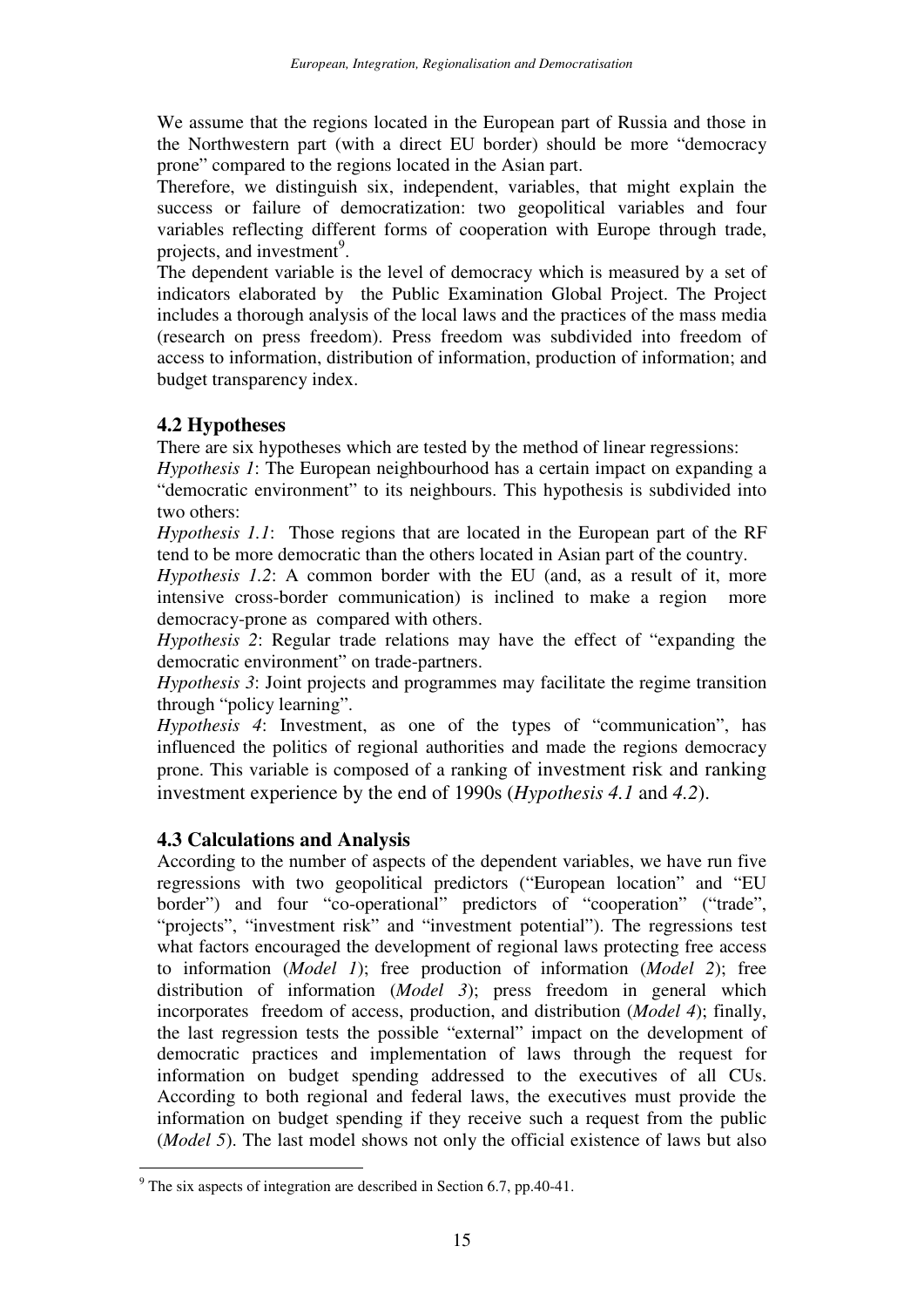We assume that the regions located in the European part of Russia and those in the Northwestern part (with a direct EU border) should be more "democracy prone" compared to the regions located in the Asian part.

Therefore, we distinguish six, independent, variables, that might explain the success or failure of democratization: two geopolitical variables and four variables reflecting different forms of cooperation with Europe through trade, projects, and investment[9].

The dependent variable is the level of democracy which is measured by a set of indicators elaborated by the Public Examination Global Project. The Project includes a thorough analysis of the local laws and the practices of the mass media (research on press freedom). Press freedom was subdivided into freedom of access to information, distribution of information, production of information; and budget transparency index.

## 4.2 Hypotheses

There are six hypotheses which are tested by the method of linear regressions:

*Hypothesis 1*: The European neighbourhood has a certain impact on expanding a "democratic environment" to its neighbours. This hypothesis is subdivided into two others:

*Hypothesis 1.1*: Those regions that are located in the European part of the RF tend to be more democratic than the others located in Asian part of the country.

*Hypothesis 1.2*: A common border with the EU (and, as a result of it, more intensive cross-border communication) is inclined to make a region more democracy-prone as compared with others.

*Hypothesis 2*: Regular trade relations may have the effect of "expanding the democratic environment" on trade-partners.

*Hypothesis 3*: Joint projects and programmes may facilitate the regime transition through "policy learning".

*Hypothesis 4*: Investment, as one of the types of "communication", has influenced the politics of regional authorities and made the regions democracy prone. This variable is composed of a ranking of investment risk and ranking investment experience by the end of 1990s (*Hypothesis 4.1* and *4.2*).

## 4.3 Calculations and Analysis

According to the number of aspects of the dependent variables, we have run five regressions with two geopolitical predictors ("European location" and "EU border") and four "co-operational" predictors of "cooperation" ("trade", "projects", "investment risk" and "investment potential"). The regressions test what factors encouraged the development of regional laws protecting free access to information (*Model 1*); free production of information (*Model 2*); free distribution of information (*Model 3*); press freedom in general which incorporates freedom of access, production, and distribution (*Model 4*); finally, the last regression tests the possible "external" impact on the development of democratic practices and implementation of laws through the request for information on budget spending addressed to the executives of all CUs. According to both regional and federal laws, the executives must provide the information on budget spending if they receive such a request from the public (*Model 5*). The last model shows not only the official existence of laws but also

---

[9] The six aspects of integration are described in Section 6.7, pp.40-41.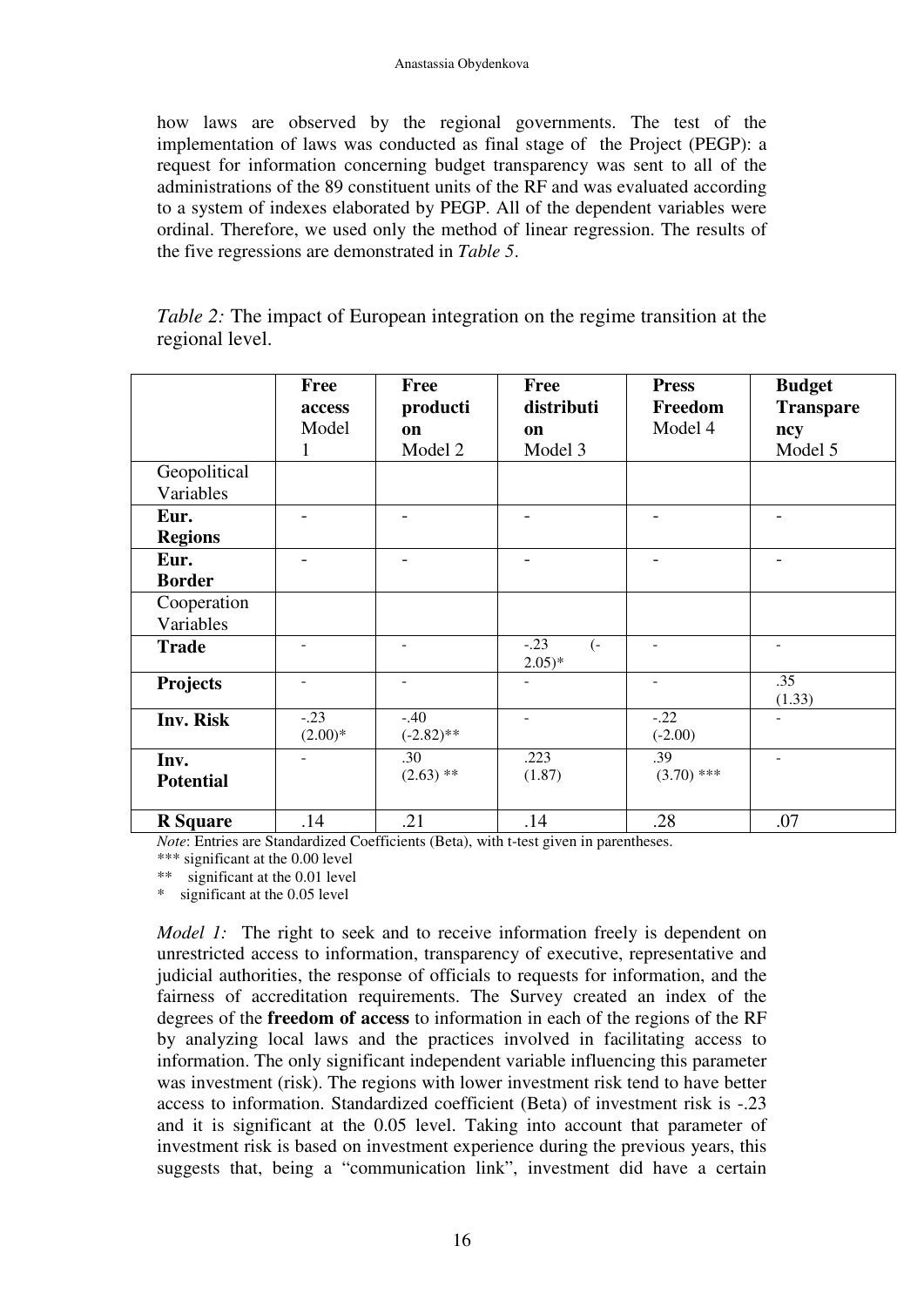how laws are observed by the regional governments. The test of the implementation of laws was conducted as final stage of the Project (PEGP): a request for information concerning budget transparency was sent to all of the administrations of the 89 constituent units of the RF and was evaluated according to a system of indexes elaborated by PEGP. All of the dependent variables were ordinal. Therefore, we used only the method of linear regression. The results of the five regressions are demonstrated in *Table 5*.

*Table 2:* The impact of European integration on the regime transition at the regional level.

| | **Free access** Model 1 | **Free production** Model 2 | **Free distribution** Model 3 | **Press Freedom** Model 4 | **Budget Transparency** Model 5 |
|---|---|---|---|---|---|
| Geopolitical Variables | | | | | |
| **Eur. Regions** | - | - | - | - | - |
| **Eur. Border** | - | - | - | - | - |
| Cooperation Variables | | | | | |
| **Trade** | - | - | -.23 (-2.05)* | - | - |
| **Projects** | - | - | - | - | .35 (1.33) |
| **Inv. Risk** | -.23 (2.00)* | -.40 (-2.82)** | - | -.22 (-2.00) | - |
| **Inv. Potential** | - | .30 (2.63) ** | .223 (1.87) | .39 (3.70) *** | - |
| **R Square** | .14 | .21 | .14 | .28 | .07 |

*Note*: Entries are Standardized Coefficients (Beta), with t-test given in parentheses.
*** significant at the 0.00 level
** significant at the 0.01 level
* significant at the 0.05 level

*Model 1:* The right to seek and to receive information freely is dependent on unrestricted access to information, transparency of executive, representative and judicial authorities, the response of officials to requests for information, and the fairness of accreditation requirements. The Survey created an index of the degrees of the **freedom of access** to information in each of the regions of the RF by analyzing local laws and the practices involved in facilitating access to information. The only significant independent variable influencing this parameter was investment (risk). The regions with lower investment risk tend to have better access to information. Standardized coefficient (Beta) of investment risk is -.23 and it is significant at the 0.05 level. Taking into account that parameter of investment risk is based on investment experience during the previous years, this suggests that, being a "communication link", investment did have a certain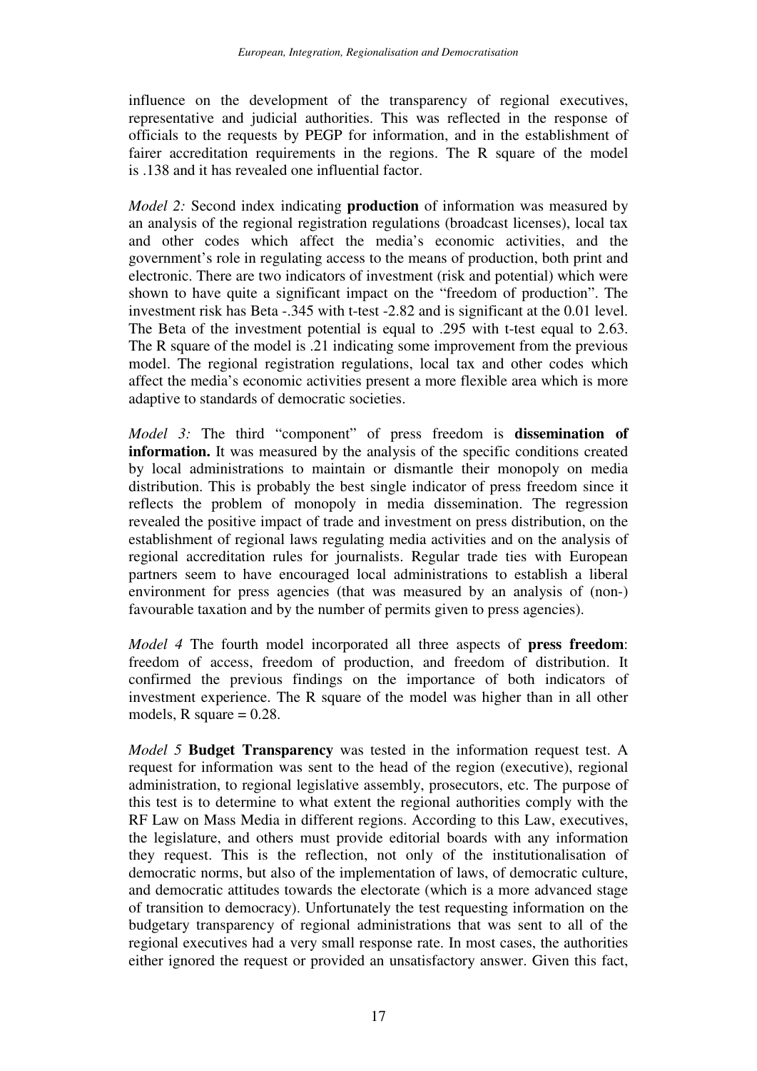influence on the development of the transparency of regional executives, representative and judicial authorities. This was reflected in the response of officials to the requests by PEGP for information, and in the establishment of fairer accreditation requirements in the regions. The R square of the model is .138 and it has revealed one influential factor.

*Model 2:* Second index indicating **production** of information was measured by an analysis of the regional registration regulations (broadcast licenses), local tax and other codes which affect the media's economic activities, and the government's role in regulating access to the means of production, both print and electronic. There are two indicators of investment (risk and potential) which were shown to have quite a significant impact on the "freedom of production". The investment risk has Beta -.345 with t-test -2.82 and is significant at the 0.01 level. The Beta of the investment potential is equal to .295 with t-test equal to 2.63. The R square of the model is .21 indicating some improvement from the previous model. The regional registration regulations, local tax and other codes which affect the media's economic activities present a more flexible area which is more adaptive to standards of democratic societies.

*Model 3:* The third "component" of press freedom is **dissemination of information.** It was measured by the analysis of the specific conditions created by local administrations to maintain or dismantle their monopoly on media distribution. This is probably the best single indicator of press freedom since it reflects the problem of monopoly in media dissemination. The regression revealed the positive impact of trade and investment on press distribution, on the establishment of regional laws regulating media activities and on the analysis of regional accreditation rules for journalists. Regular trade ties with European partners seem to have encouraged local administrations to establish a liberal environment for press agencies (that was measured by an analysis of (non-) favourable taxation and by the number of permits given to press agencies).

*Model 4* The fourth model incorporated all three aspects of **press freedom**: freedom of access, freedom of production, and freedom of distribution. It confirmed the previous findings on the importance of both indicators of investment experience. The R square of the model was higher than in all other models, R square = 0.28.

*Model 5* **Budget Transparency** was tested in the information request test. A request for information was sent to the head of the region (executive), regional administration, to regional legislative assembly, prosecutors, etc. The purpose of this test is to determine to what extent the regional authorities comply with the RF Law on Mass Media in different regions. According to this Law, executives, the legislature, and others must provide editorial boards with any information they request. This is the reflection, not only of the institutionalisation of democratic norms, but also of the implementation of laws, of democratic culture, and democratic attitudes towards the electorate (which is a more advanced stage of transition to democracy). Unfortunately the test requesting information on the budgetary transparency of regional administrations that was sent to all of the regional executives had a very small response rate. In most cases, the authorities either ignored the request or provided an unsatisfactory answer. Given this fact,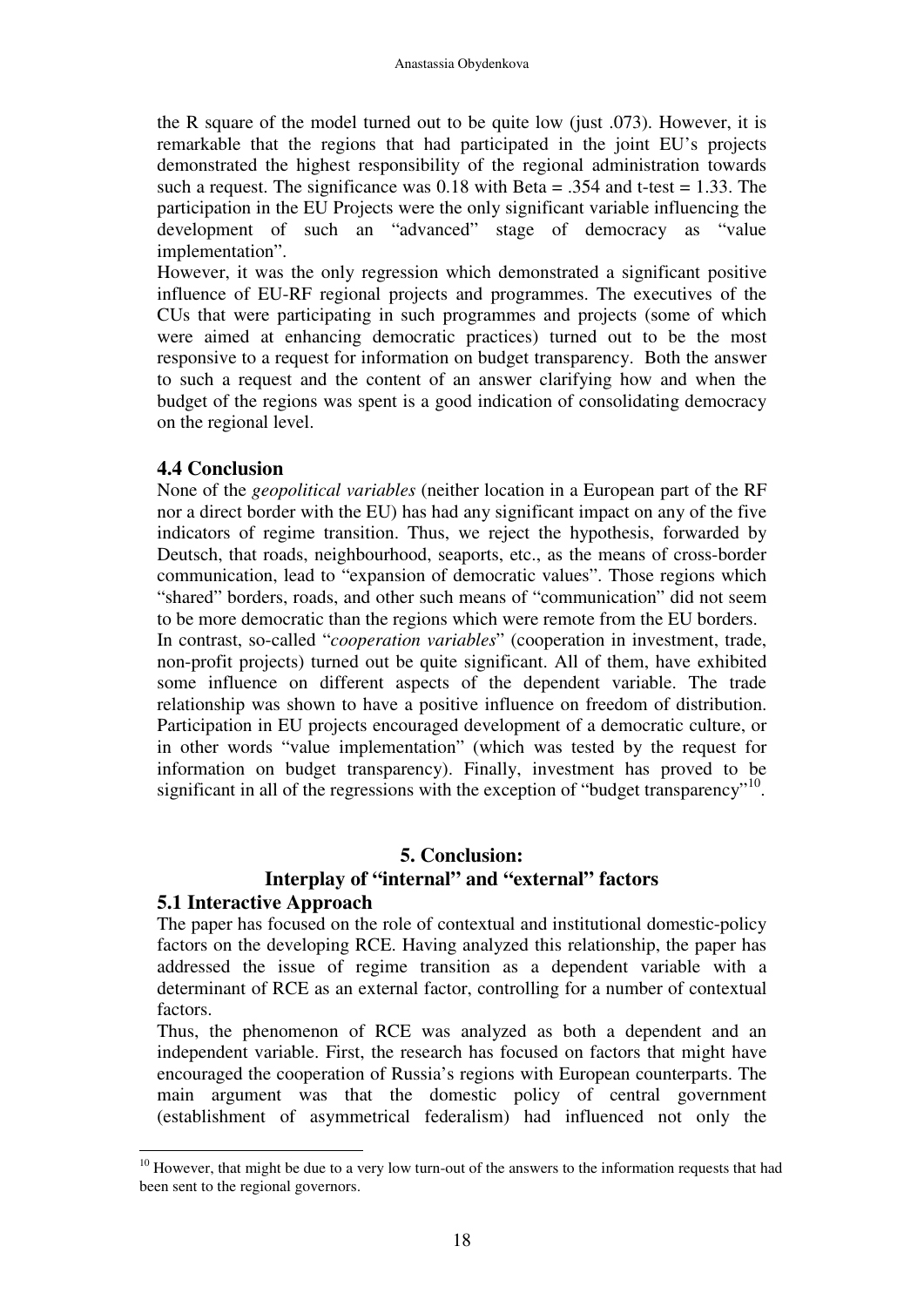the R square of the model turned out to be quite low (just .073). However, it is remarkable that the regions that had participated in the joint EU's projects demonstrated the highest responsibility of the regional administration towards such a request. The significance was 0.18 with Beta = .354 and t-test = 1.33. The participation in the EU Projects were the only significant variable influencing the development of such an "advanced" stage of democracy as "value implementation".

However, it was the only regression which demonstrated a significant positive influence of EU-RF regional projects and programmes. The executives of the CUs that were participating in such programmes and projects (some of which were aimed at enhancing democratic practices) turned out to be the most responsive to a request for information on budget transparency. Both the answer to such a request and the content of an answer clarifying how and when the budget of the regions was spent is a good indication of consolidating democracy on the regional level.

### 4.4 Conclusion

None of the *geopolitical variables* (neither location in a European part of the RF nor a direct border with the EU) has had any significant impact on any of the five indicators of regime transition. Thus, we reject the hypothesis, forwarded by Deutsch, that roads, neighbourhood, seaports, etc., as the means of cross-border communication, lead to "expansion of democratic values". Those regions which "shared" borders, roads, and other such means of "communication" did not seem to be more democratic than the regions which were remote from the EU borders.

In contrast, so-called "*cooperation variables*" (cooperation in investment, trade, non-profit projects) turned out be quite significant. All of them, have exhibited some influence on different aspects of the dependent variable. The trade relationship was shown to have a positive influence on freedom of distribution. Participation in EU projects encouraged development of a democratic culture, or in other words "value implementation" (which was tested by the request for information on budget transparency). Finally, investment has proved to be significant in all of the regressions with the exception of "budget transparency"[10].

## 5. Conclusion: Interplay of "internal" and "external" factors

### 5.1 Interactive Approach

The paper has focused on the role of contextual and institutional domestic-policy factors on the developing RCE. Having analyzed this relationship, the paper has addressed the issue of regime transition as a dependent variable with a determinant of RCE as an external factor, controlling for a number of contextual factors.

Thus, the phenomenon of RCE was analyzed as both a dependent and an independent variable. First, the research has focused on factors that might have encouraged the cooperation of Russia's regions with European counterparts. The main argument was that the domestic policy of central government (establishment of asymmetrical federalism) had influenced not only the

[10] However, that might be due to a very low turn-out of the answers to the information requests that had been sent to the regional governors.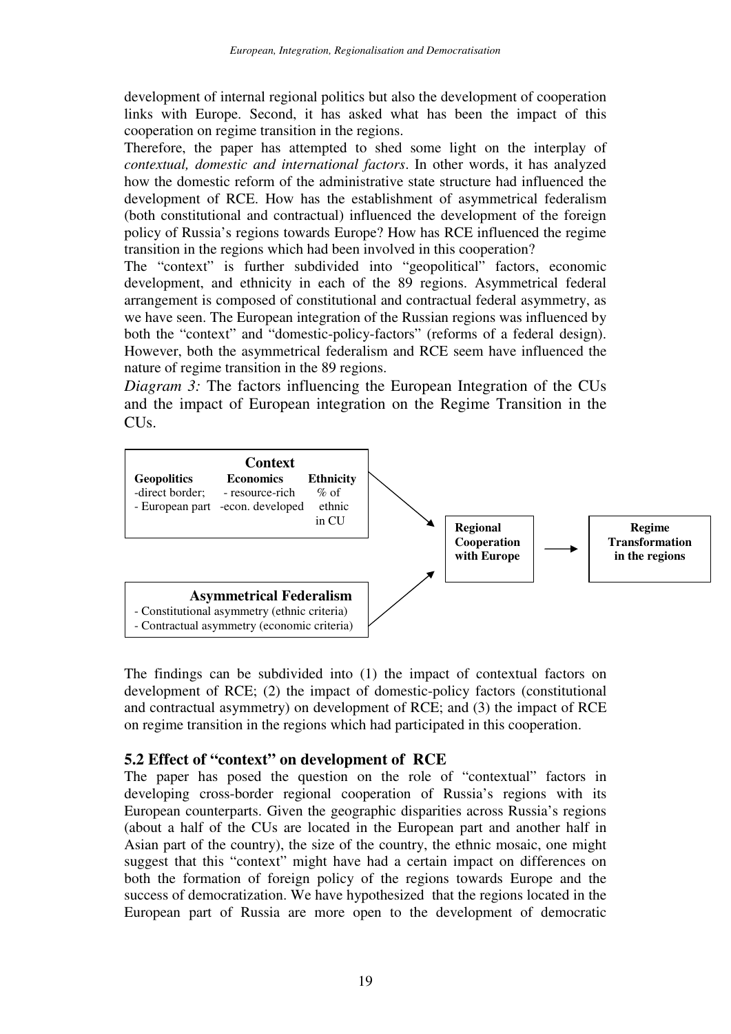development of internal regional politics but also the development of cooperation links with Europe. Second, it has asked what has been the impact of this cooperation on regime transition in the regions.

Therefore, the paper has attempted to shed some light on the interplay of *contextual, domestic and international factors*. In other words, it has analyzed how the domestic reform of the administrative state structure had influenced the development of RCE. How has the establishment of asymmetrical federalism (both constitutional and contractual) influenced the development of the foreign policy of Russia's regions towards Europe? How has RCE influenced the regime transition in the regions which had been involved in this cooperation?

The "context" is further subdivided into "geopolitical" factors, economic development, and ethnicity in each of the 89 regions. Asymmetrical federal arrangement is composed of constitutional and contractual federal asymmetry, as we have seen. The European integration of the Russian regions was influenced by both the "context" and "domestic-policy-factors" (reforms of a federal design). However, both the asymmetrical federalism and RCE seem have influenced the nature of regime transition in the 89 regions.

*Diagram 3:* The factors influencing the European Integration of the CUs and the impact of European integration on the Regime Transition in the CUs.

**Context**

| **Geopolitics** | **Economics** | **Ethnicity** |
|---|---|---|
| -direct border; | - resource-rich | % of |
| - European part | -econ. developed | ethnic in CU |

**Asymmetrical Federalism**
- Constitutional asymmetry (ethnic criteria)
- Contractual asymmetry (economic criteria)

→ **Regional Cooperation with Europe** → **Regime Transformation in the regions**

The findings can be subdivided into (1) the impact of contextual factors on development of RCE; (2) the impact of domestic-policy factors (constitutional and contractual asymmetry) on development of RCE; and (3) the impact of RCE on regime transition in the regions which had participated in this cooperation.

### 5.2 Effect of "context" on development of RCE

The paper has posed the question on the role of "contextual" factors in developing cross-border regional cooperation of Russia's regions with its European counterparts. Given the geographic disparities across Russia's regions (about a half of the CUs are located in the European part and another half in Asian part of the country), the size of the country, the ethnic mosaic, one might suggest that this "context" might have had a certain impact on differences on both the formation of foreign policy of the regions towards Europe and the success of democratization. We have hypothesized that the regions located in the European part of Russia are more open to the development of democratic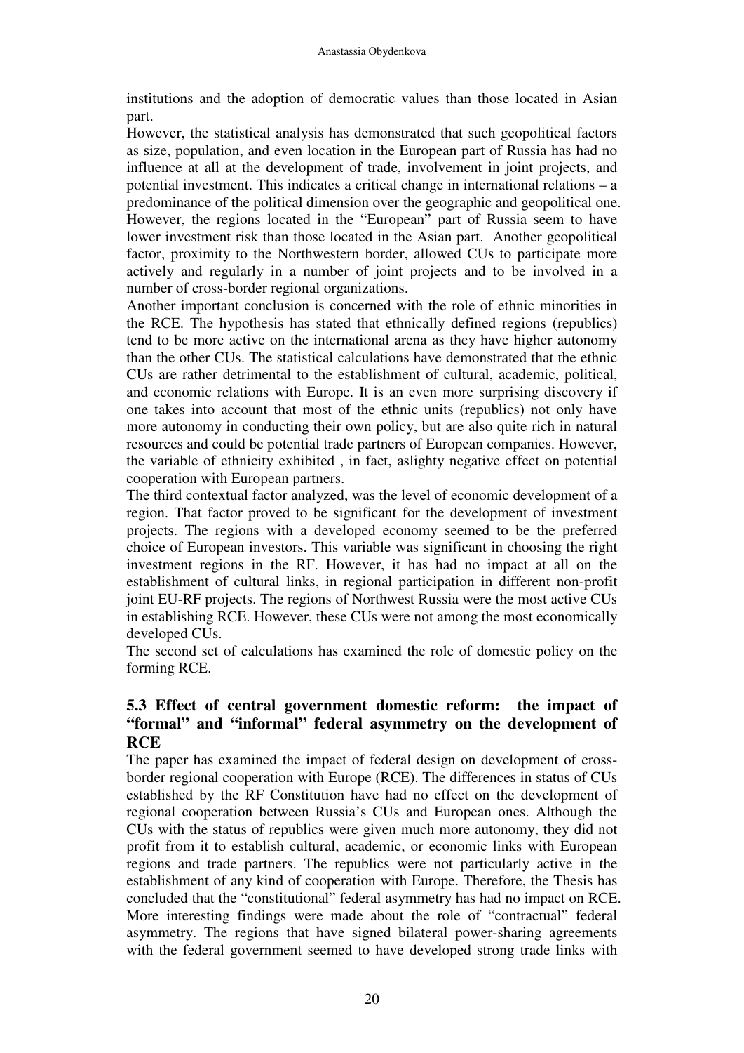institutions and the adoption of democratic values than those located in Asian part.

However, the statistical analysis has demonstrated that such geopolitical factors as size, population, and even location in the European part of Russia has had no influence at all at the development of trade, involvement in joint projects, and potential investment. This indicates a critical change in international relations – a predominance of the political dimension over the geographic and geopolitical one. However, the regions located in the "European" part of Russia seem to have lower investment risk than those located in the Asian part. Another geopolitical factor, proximity to the Northwestern border, allowed CUs to participate more actively and regularly in a number of joint projects and to be involved in a number of cross-border regional organizations.

Another important conclusion is concerned with the role of ethnic minorities in the RCE. The hypothesis has stated that ethnically defined regions (republics) tend to be more active on the international arena as they have higher autonomy than the other CUs. The statistical calculations have demonstrated that the ethnic CUs are rather detrimental to the establishment of cultural, academic, political, and economic relations with Europe. It is an even more surprising discovery if one takes into account that most of the ethnic units (republics) not only have more autonomy in conducting their own policy, but are also quite rich in natural resources and could be potential trade partners of European companies. However, the variable of ethnicity exhibited , in fact, aslighty negative effect on potential cooperation with European partners.

The third contextual factor analyzed, was the level of economic development of a region. That factor proved to be significant for the development of investment projects. The regions with a developed economy seemed to be the preferred choice of European investors. This variable was significant in choosing the right investment regions in the RF. However, it has had no impact at all on the establishment of cultural links, in regional participation in different non-profit joint EU-RF projects. The regions of Northwest Russia were the most active CUs in establishing RCE. However, these CUs were not among the most economically developed CUs.

The second set of calculations has examined the role of domestic policy on the forming RCE.

### 5.3 Effect of central government domestic reform: the impact of "formal" and "informal" federal asymmetry on the development of RCE

The paper has examined the impact of federal design on development of cross-border regional cooperation with Europe (RCE). The differences in status of CUs established by the RF Constitution have had no effect on the development of regional cooperation between Russia's CUs and European ones. Although the CUs with the status of republics were given much more autonomy, they did not profit from it to establish cultural, academic, or economic links with European regions and trade partners. The republics were not particularly active in the establishment of any kind of cooperation with Europe. Therefore, the Thesis has concluded that the "constitutional" federal asymmetry has had no impact on RCE. More interesting findings were made about the role of "contractual" federal asymmetry. The regions that have signed bilateral power-sharing agreements with the federal government seemed to have developed strong trade links with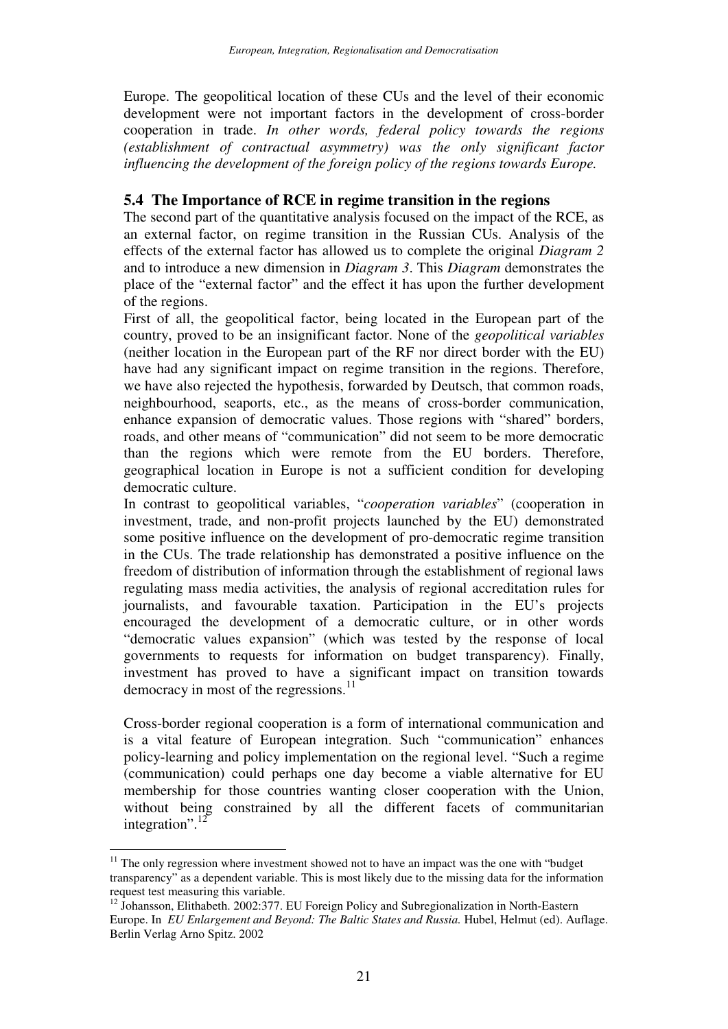Europe. The geopolitical location of these CUs and the level of their economic development were not important factors in the development of cross-border cooperation in trade. *In other words, federal policy towards the regions (establishment of contractual asymmetry) was the only significant factor influencing the development of the foreign policy of the regions towards Europe.*

### 5.4 The Importance of RCE in regime transition in the regions

The second part of the quantitative analysis focused on the impact of the RCE, as an external factor, on regime transition in the Russian CUs. Analysis of the effects of the external factor has allowed us to complete the original *Diagram 2* and to introduce a new dimension in *Diagram 3*. This *Diagram* demonstrates the place of the "external factor" and the effect it has upon the further development of the regions.

First of all, the geopolitical factor, being located in the European part of the country, proved to be an insignificant factor. None of the *geopolitical variables* (neither location in the European part of the RF nor direct border with the EU) have had any significant impact on regime transition in the regions. Therefore, we have also rejected the hypothesis, forwarded by Deutsch, that common roads, neighbourhood, seaports, etc., as the means of cross-border communication, enhance expansion of democratic values. Those regions with "shared" borders, roads, and other means of "communication" did not seem to be more democratic than the regions which were remote from the EU borders. Therefore, geographical location in Europe is not a sufficient condition for developing democratic culture.

In contrast to geopolitical variables, "*cooperation variables*" (cooperation in investment, trade, and non-profit projects launched by the EU) demonstrated some positive influence on the development of pro-democratic regime transition in the CUs. The trade relationship has demonstrated a positive influence on the freedom of distribution of information through the establishment of regional laws regulating mass media activities, the analysis of regional accreditation rules for journalists, and favourable taxation. Participation in the EU's projects encouraged the development of a democratic culture, or in other words "democratic values expansion" (which was tested by the response of local governments to requests for information on budget transparency). Finally, investment has proved to have a significant impact on transition towards democracy in most of the regressions.[11]

Cross-border regional cooperation is a form of international communication and is a vital feature of European integration. Such "communication" enhances policy-learning and policy implementation on the regional level. "Such a regime (communication) could perhaps one day become a viable alternative for EU membership for those countries wanting closer cooperation with the Union, without being constrained by all the different facets of communitarian integration".[12]

---

[11] The only regression where investment showed not to have an impact was the one with "budget transparency" as a dependent variable. This is most likely due to the missing data for the information request test measuring this variable.

[12] Johansson, Elithabeth. 2002:377. EU Foreign Policy and Subregionalization in North-Eastern Europe. In *EU Enlargement and Beyond: The Baltic States and Russia.* Hubel, Helmut (ed). Auflage. Berlin Verlag Arno Spitz. 2002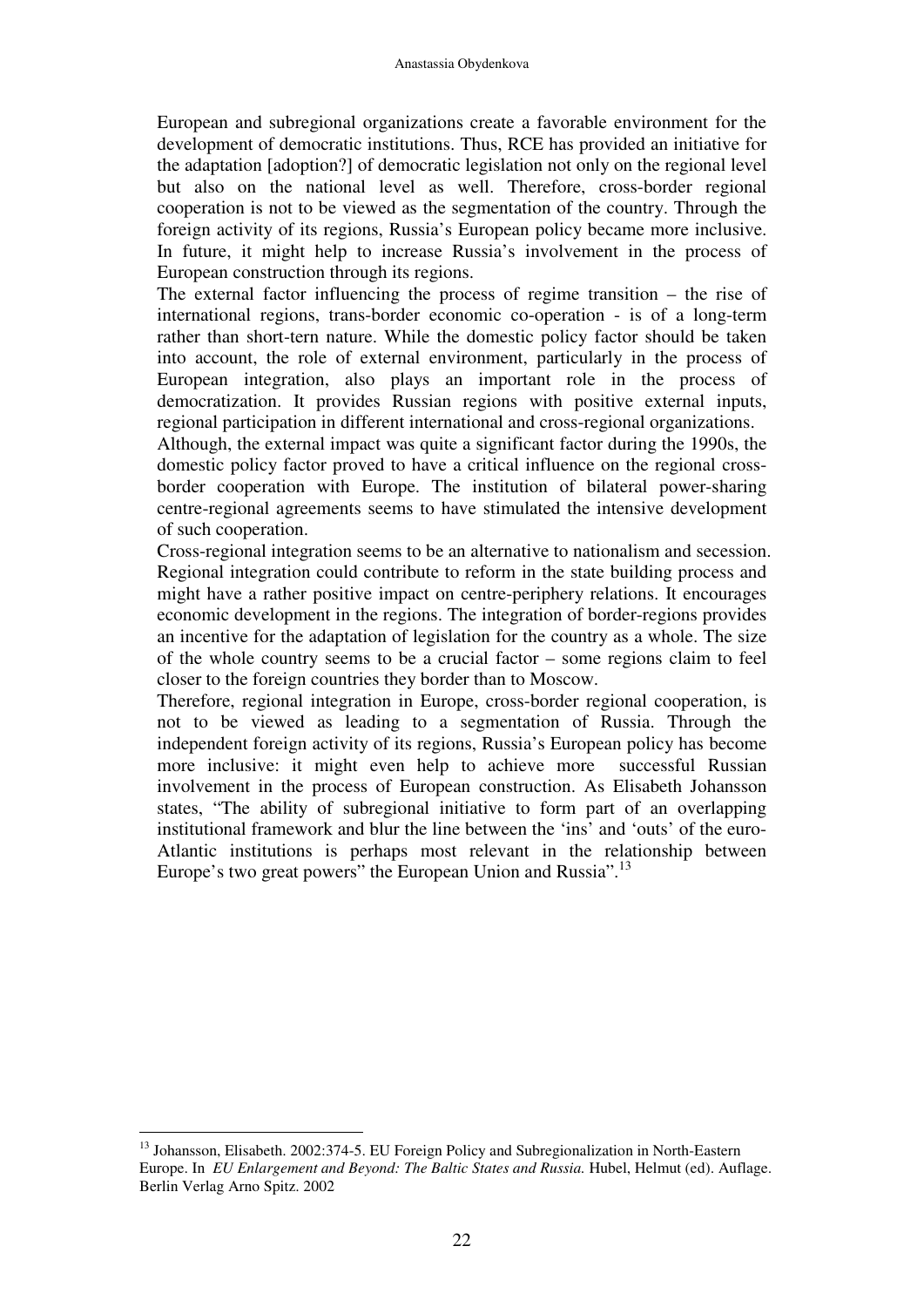European and subregional organizations create a favorable environment for the development of democratic institutions. Thus, RCE has provided an initiative for the adaptation [adoption?] of democratic legislation not only on the regional level but also on the national level as well. Therefore, cross-border regional cooperation is not to be viewed as the segmentation of the country. Through the foreign activity of its regions, Russia's European policy became more inclusive. In future, it might help to increase Russia's involvement in the process of European construction through its regions.

The external factor influencing the process of regime transition – the rise of international regions, trans-border economic co-operation - is of a long-term rather than short-tern nature. While the domestic policy factor should be taken into account, the role of external environment, particularly in the process of European integration, also plays an important role in the process of democratization. It provides Russian regions with positive external inputs, regional participation in different international and cross-regional organizations.

Although, the external impact was quite a significant factor during the 1990s, the domestic policy factor proved to have a critical influence on the regional cross-border cooperation with Europe. The institution of bilateral power-sharing centre-regional agreements seems to have stimulated the intensive development of such cooperation.

Cross-regional integration seems to be an alternative to nationalism and secession. Regional integration could contribute to reform in the state building process and might have a rather positive impact on centre-periphery relations. It encourages economic development in the regions. The integration of border-regions provides an incentive for the adaptation of legislation for the country as a whole. The size of the whole country seems to be a crucial factor – some regions claim to feel closer to the foreign countries they border than to Moscow.

Therefore, regional integration in Europe, cross-border regional cooperation, is not to be viewed as leading to a segmentation of Russia. Through the independent foreign activity of its regions, Russia's European policy has become more inclusive: it might even help to achieve more successful Russian involvement in the process of European construction. As Elisabeth Johansson states, "The ability of subregional initiative to form part of an overlapping institutional framework and blur the line between the 'ins' and 'outs' of the euro-Atlantic institutions is perhaps most relevant in the relationship between Europe's two great powers" the European Union and Russia".[13]

---

[13] Johansson, Elisabeth. 2002:374-5. EU Foreign Policy and Subregionalization in North-Eastern Europe. In *EU Enlargement and Beyond: The Baltic States and Russia.* Hubel, Helmut (ed). Auflage. Berlin Verlag Arno Spitz. 2002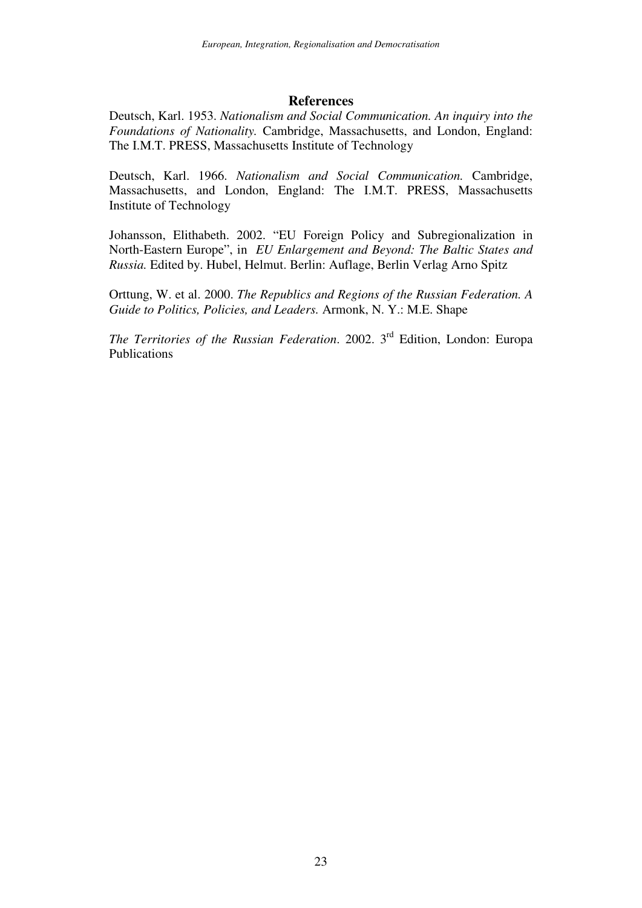## References

Deutsch, Karl. 1953. *Nationalism and Social Communication. An inquiry into the Foundations of Nationality.* Cambridge, Massachusetts, and London, England: The I.M.T. PRESS, Massachusetts Institute of Technology

Deutsch, Karl. 1966. *Nationalism and Social Communication.* Cambridge, Massachusetts, and London, England: The I.M.T. PRESS, Massachusetts Institute of Technology

Johansson, Elithabeth. 2002. "EU Foreign Policy and Subregionalization in North-Eastern Europe", in *EU Enlargement and Beyond: The Baltic States and Russia.* Edited by. Hubel, Helmut. Berlin: Auflage, Berlin Verlag Arno Spitz

Orttung, W. et al. 2000. *The Republics and Regions of the Russian Federation. A Guide to Politics, Policies, and Leaders.* Armonk, N. Y.: M.E. Shape

*The Territories of the Russian Federation*. 2002. 3rd Edition, London: Europa Publications